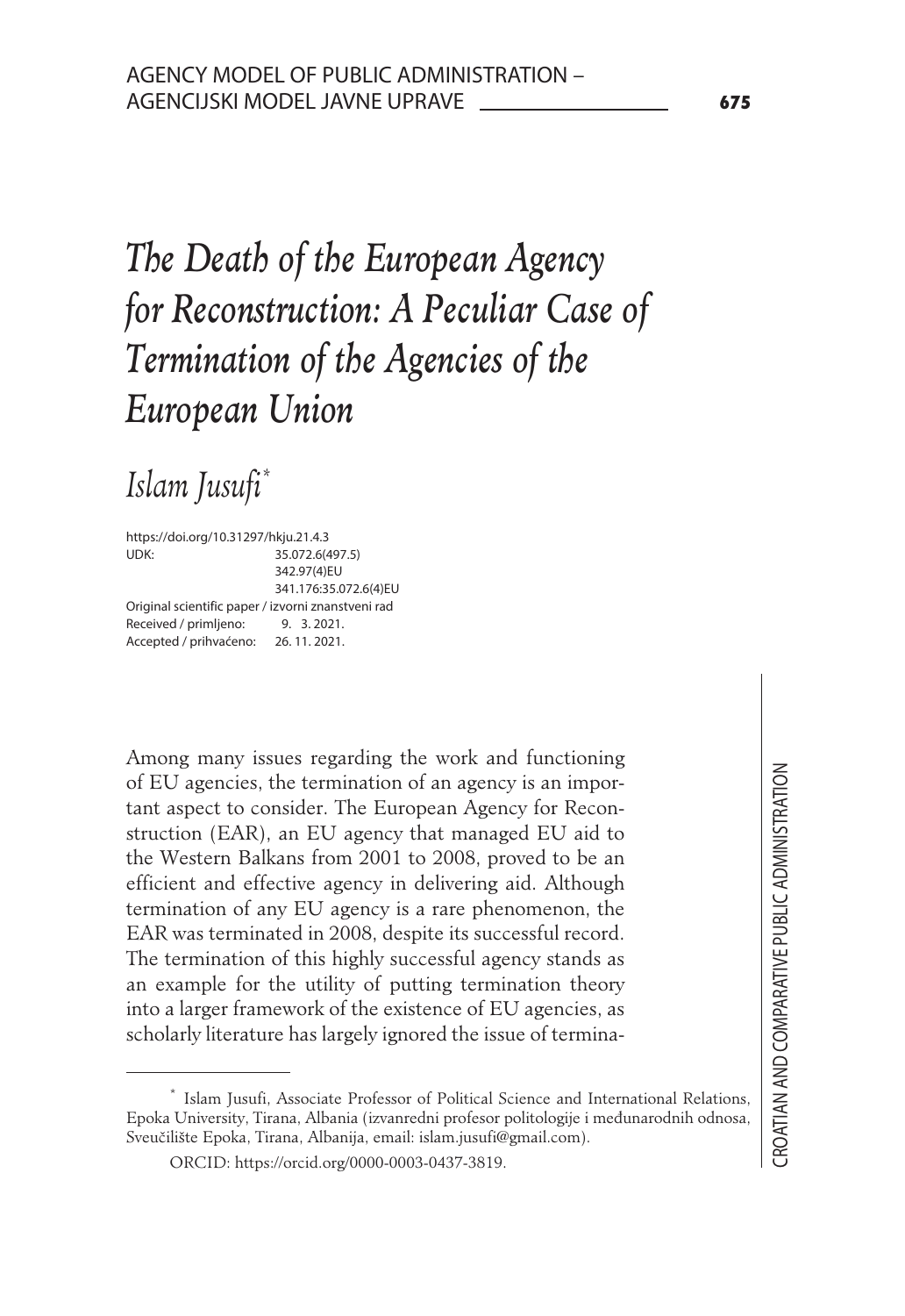# The Death of the European Agency for Reconstruction: A Peculiar Case of Termination of the Agencies of the European Union

## Islam Jusufi*

https://doi.org/10.31297/hkju.21.4.3
UDK: 35.072.6(497.5)
342.97(4)EU
341.176:35.072.6(4)EU
Original scientific paper / izvorni znanstveni rad
Received / primljeno: 9. 3. 2021.
Accepted / prihvaćeno: 26. 11. 2021.

Among many issues regarding the work and functioning of EU agencies, the termination of an agency is an important aspect to consider. The European Agency for Reconstruction (EAR), an EU agency that managed EU aid to the Western Balkans from 2001 to 2008, proved to be an efficient and effective agency in delivering aid. Although termination of any EU agency is a rare phenomenon, the EAR was terminated in 2008, despite its successful record. The termination of this highly successful agency stands as an example for the utility of putting termination theory into a larger framework of the existence of EU agencies, as scholarly literature has largely ignored the issue of termina-

---

\* Islam Jusufi, Associate Professor of Political Science and International Relations, Epoka University, Tirana, Albania (izvanredni profesor politologije i međunarodnih odnosa, Sveučilište Epoka, Tirana, Albanija, email: islam.jusufi@gmail.com).

ORCID: https://orcid.org/0000-0003-0437-3819.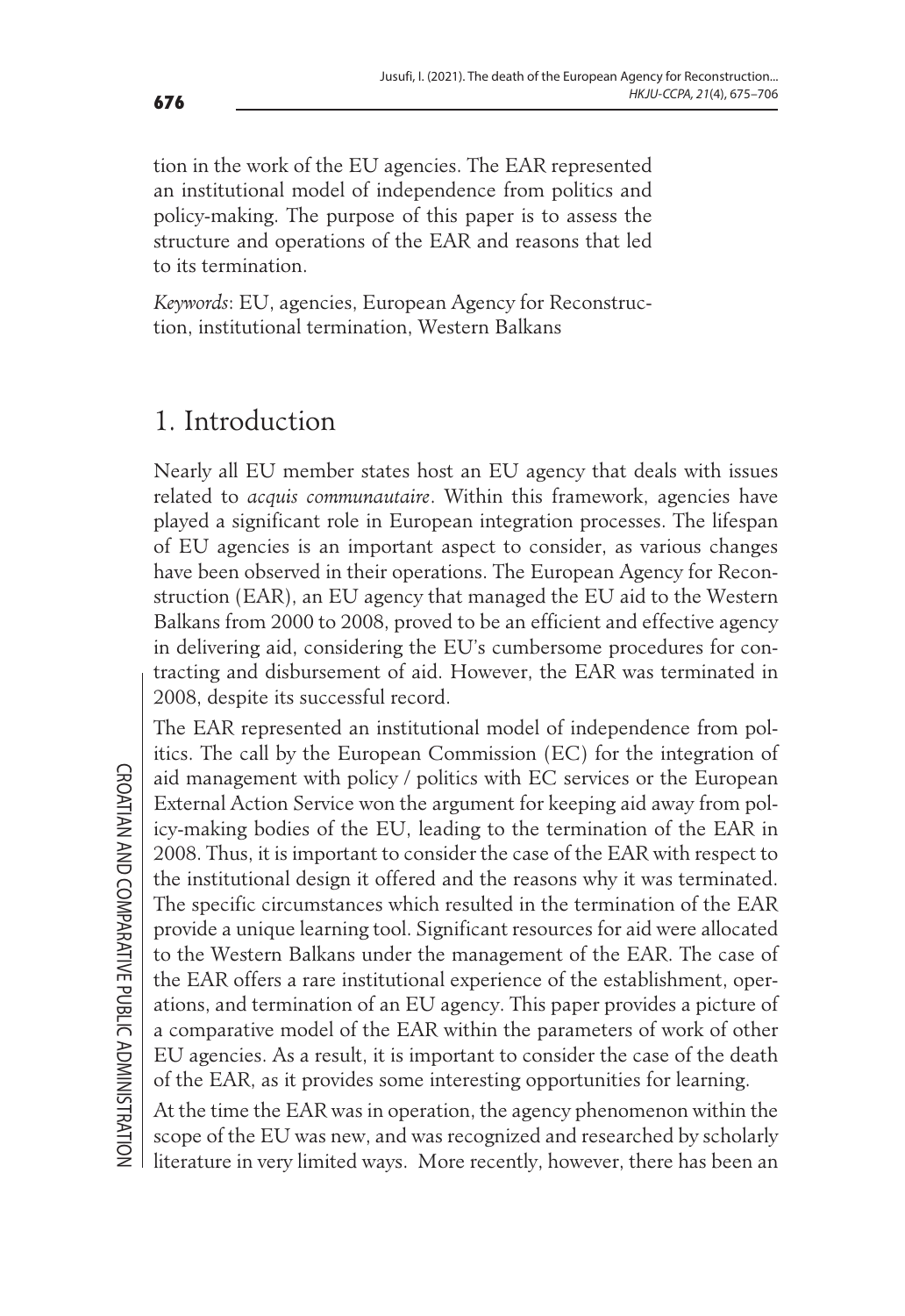tion in the work of the EU agencies. The EAR represented an institutional model of independence from politics and policy-making. The purpose of this paper is to assess the structure and operations of the EAR and reasons that led to its termination.

*Keywords*: EU, agencies, European Agency for Reconstruction, institutional termination, Western Balkans

# 1. Introduction

Nearly all EU member states host an EU agency that deals with issues related to *acquis communautaire*. Within this framework, agencies have played a significant role in European integration processes. The lifespan of EU agencies is an important aspect to consider, as various changes have been observed in their operations. The European Agency for Reconstruction (EAR), an EU agency that managed the EU aid to the Western Balkans from 2000 to 2008, proved to be an efficient and effective agency in delivering aid, considering the EU's cumbersome procedures for contracting and disbursement of aid. However, the EAR was terminated in 2008, despite its successful record.

The EAR represented an institutional model of independence from politics. The call by the European Commission (EC) for the integration of aid management with policy / politics with EC services or the European External Action Service won the argument for keeping aid away from policy-making bodies of the EU, leading to the termination of the EAR in 2008. Thus, it is important to consider the case of the EAR with respect to the institutional design it offered and the reasons why it was terminated. The specific circumstances which resulted in the termination of the EAR provide a unique learning tool. Significant resources for aid were allocated to the Western Balkans under the management of the EAR. The case of the EAR offers a rare institutional experience of the establishment, operations, and termination of an EU agency. This paper provides a picture of a comparative model of the EAR within the parameters of work of other EU agencies. As a result, it is important to consider the case of the death of the EAR, as it provides some interesting opportunities for learning.

At the time the EAR was in operation, the agency phenomenon within the scope of the EU was new, and was recognized and researched by scholarly literature in very limited ways. More recently, however, there has been an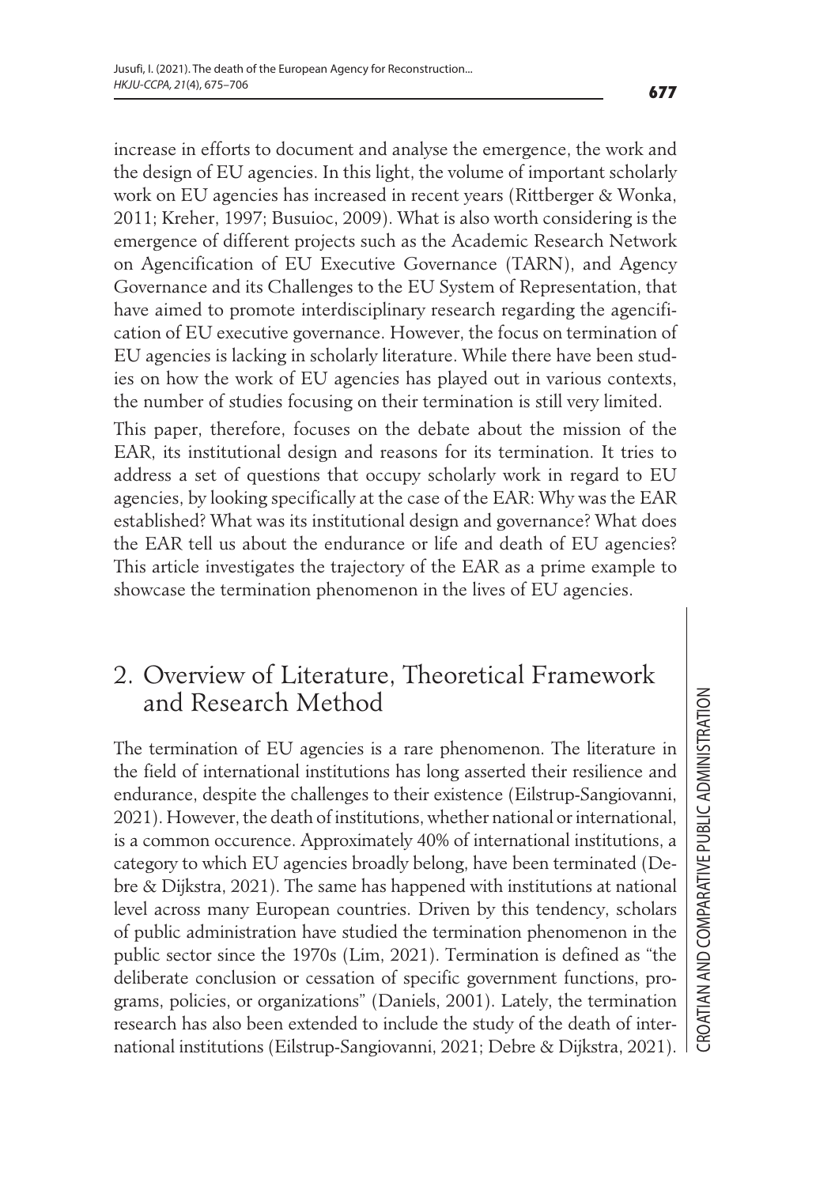increase in efforts to document and analyse the emergence, the work and the design of EU agencies. In this light, the volume of important scholarly work on EU agencies has increased in recent years (Rittberger & Wonka, 2011; Kreher, 1997; Busuioc, 2009). What is also worth considering is the emergence of different projects such as the Academic Research Network on Agencification of EU Executive Governance (TARN), and Agency Governance and its Challenges to the EU System of Representation, that have aimed to promote interdisciplinary research regarding the agencification of EU executive governance. However, the focus on termination of EU agencies is lacking in scholarly literature. While there have been studies on how the work of EU agencies has played out in various contexts, the number of studies focusing on their termination is still very limited.

This paper, therefore, focuses on the debate about the mission of the EAR, its institutional design and reasons for its termination. It tries to address a set of questions that occupy scholarly work in regard to EU agencies, by looking specifically at the case of the EAR: Why was the EAR established? What was its institutional design and governance? What does the EAR tell us about the endurance or life and death of EU agencies? This article investigates the trajectory of the EAR as a prime example to showcase the termination phenomenon in the lives of EU agencies.

## 2. Overview of Literature, Theoretical Framework and Research Method

The termination of EU agencies is a rare phenomenon. The literature in the field of international institutions has long asserted their resilience and endurance, despite the challenges to their existence (Eilstrup-Sangiovanni, 2021). However, the death of institutions, whether national or international, is a common occurence. Approximately 40% of international institutions, a category to which EU agencies broadly belong, have been terminated (Debre & Dijkstra, 2021). The same has happened with institutions at national level across many European countries. Driven by this tendency, scholars of public administration have studied the termination phenomenon in the public sector since the 1970s (Lim, 2021). Termination is defined as "the deliberate conclusion or cessation of specific government functions, programs, policies, or organizations" (Daniels, 2001). Lately, the termination research has also been extended to include the study of the death of international institutions (Eilstrup-Sangiovanni, 2021; Debre & Dijkstra, 2021).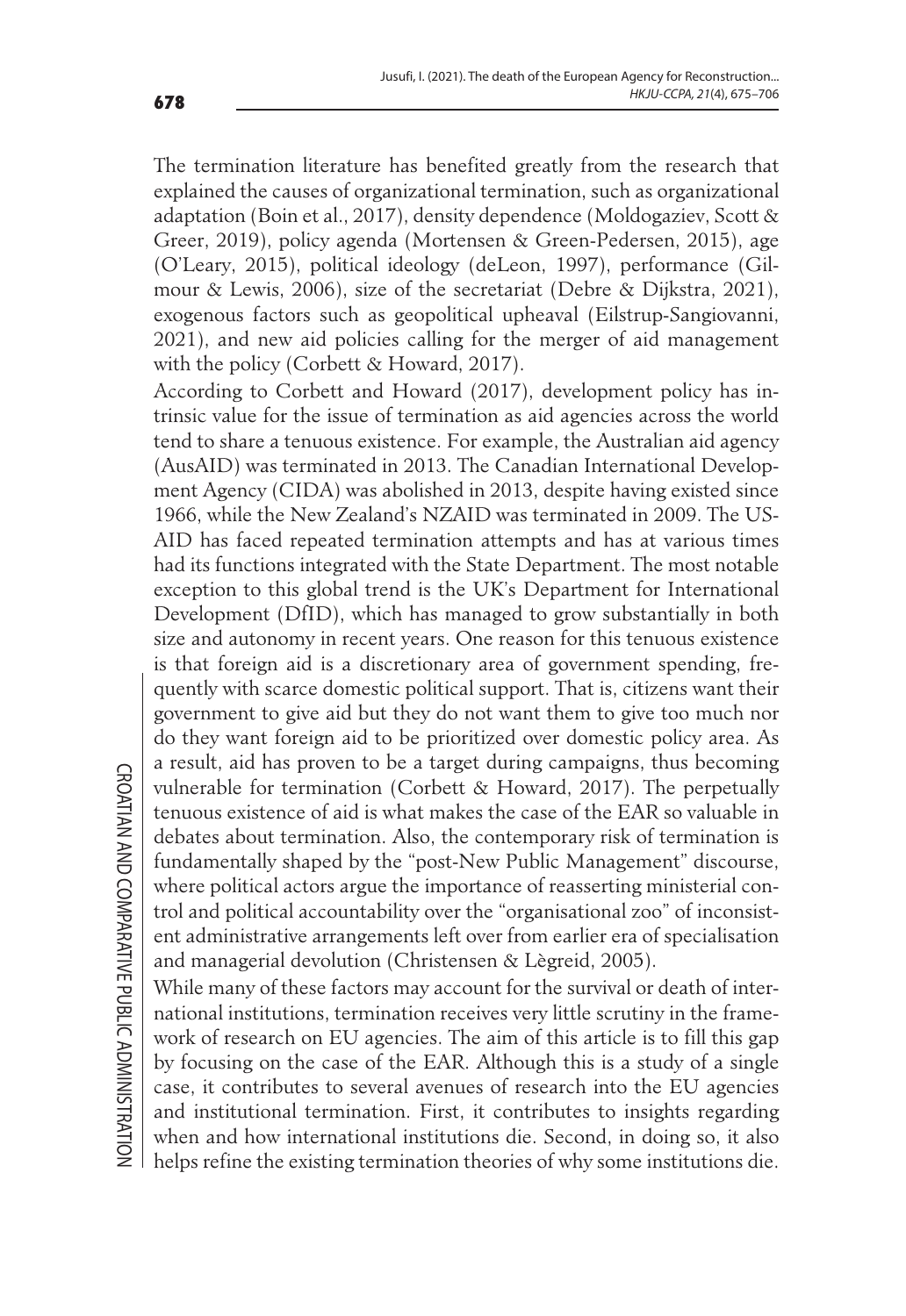The termination literature has benefited greatly from the research that explained the causes of organizational termination, such as organizational adaptation (Boin et al., 2017), density dependence (Moldogaziev, Scott & Greer, 2019), policy agenda (Mortensen & Green-Pedersen, 2015), age (O'Leary, 2015), political ideology (deLeon, 1997), performance (Gilmour & Lewis, 2006), size of the secretariat (Debre & Dijkstra, 2021), exogenous factors such as geopolitical upheaval (Eilstrup-Sangiovanni, 2021), and new aid policies calling for the merger of aid management with the policy (Corbett & Howard, 2017).

According to Corbett and Howard (2017), development policy has intrinsic value for the issue of termination as aid agencies across the world tend to share a tenuous existence. For example, the Australian aid agency (AusAID) was terminated in 2013. The Canadian International Development Agency (CIDA) was abolished in 2013, despite having existed since 1966, while the New Zealand's NZAID was terminated in 2009. The USAID has faced repeated termination attempts and has at various times had its functions integrated with the State Department. The most notable exception to this global trend is the UK's Department for International Development (DfID), which has managed to grow substantially in both size and autonomy in recent years. One reason for this tenuous existence is that foreign aid is a discretionary area of government spending, frequently with scarce domestic political support. That is, citizens want their government to give aid but they do not want them to give too much nor do they want foreign aid to be prioritized over domestic policy area. As a result, aid has proven to be a target during campaigns, thus becoming vulnerable for termination (Corbett & Howard, 2017). The perpetually tenuous existence of aid is what makes the case of the EAR so valuable in debates about termination. Also, the contemporary risk of termination is fundamentally shaped by the "post-New Public Management" discourse, where political actors argue the importance of reasserting ministerial control and political accountability over the "organisational zoo" of inconsistent administrative arrangements left over from earlier era of specialisation and managerial devolution (Christensen & Lègreid, 2005).

While many of these factors may account for the survival or death of international institutions, termination receives very little scrutiny in the framework of research on EU agencies. The aim of this article is to fill this gap by focusing on the case of the EAR. Although this is a study of a single case, it contributes to several avenues of research into the EU agencies and institutional termination. First, it contributes to insights regarding when and how international institutions die. Second, in doing so, it also helps refine the existing termination theories of why some institutions die.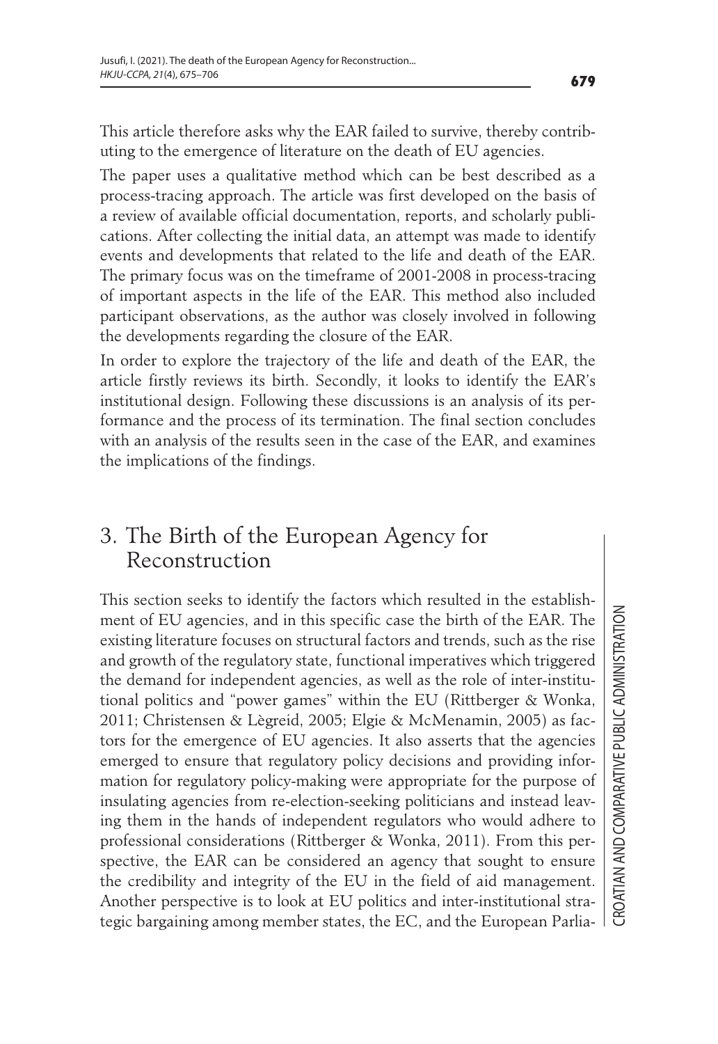This article therefore asks why the EAR failed to survive, thereby contributing to the emergence of literature on the death of EU agencies.

The paper uses a qualitative method which can be best described as a process-tracing approach. The article was first developed on the basis of a review of available official documentation, reports, and scholarly publications. After collecting the initial data, an attempt was made to identify events and developments that related to the life and death of the EAR. The primary focus was on the timeframe of 2001-2008 in process-tracing of important aspects in the life of the EAR. This method also included participant observations, as the author was closely involved in following the developments regarding the closure of the EAR.

In order to explore the trajectory of the life and death of the EAR, the article firstly reviews its birth. Secondly, it looks to identify the EAR's institutional design. Following these discussions is an analysis of its performance and the process of its termination. The final section concludes with an analysis of the results seen in the case of the EAR, and examines the implications of the findings.

## 3. The Birth of the European Agency for Reconstruction

This section seeks to identify the factors which resulted in the establishment of EU agencies, and in this specific case the birth of the EAR. The existing literature focuses on structural factors and trends, such as the rise and growth of the regulatory state, functional imperatives which triggered the demand for independent agencies, as well as the role of inter-institutional politics and "power games" within the EU (Rittberger & Wonka, 2011; Christensen & Lègreid, 2005; Elgie & McMenamin, 2005) as factors for the emergence of EU agencies. It also asserts that the agencies emerged to ensure that regulatory policy decisions and providing information for regulatory policy-making were appropriate for the purpose of insulating agencies from re-election-seeking politicians and instead leaving them in the hands of independent regulators who would adhere to professional considerations (Rittberger & Wonka, 2011). From this perspective, the EAR can be considered an agency that sought to ensure the credibility and integrity of the EU in the field of aid management. Another perspective is to look at EU politics and inter-institutional strategic bargaining among member states, the EC, and the European Parlia-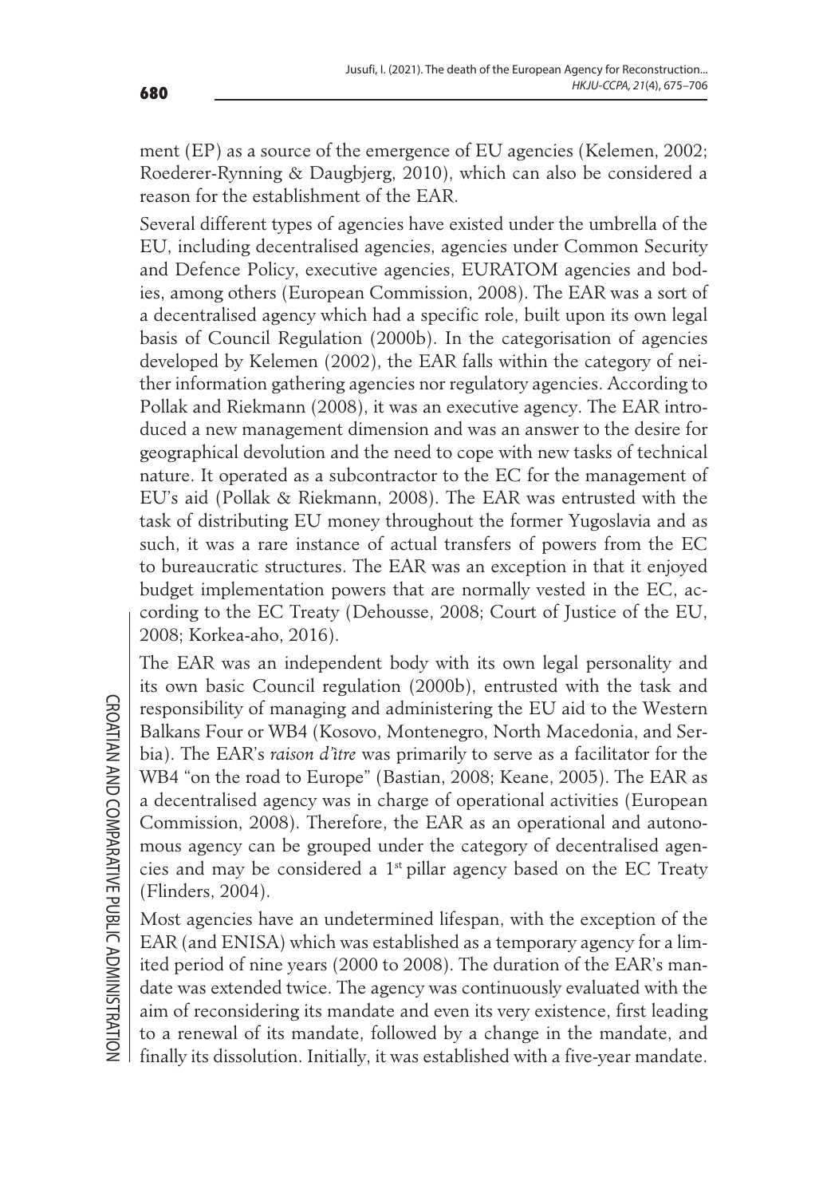ment (EP) as a source of the emergence of EU agencies (Kelemen, 2002; Roederer-Rynning & Daugbjerg, 2010), which can also be considered a reason for the establishment of the EAR.

Several different types of agencies have existed under the umbrella of the EU, including decentralised agencies, agencies under Common Security and Defence Policy, executive agencies, EURATOM agencies and bodies, among others (European Commission, 2008). The EAR was a sort of a decentralised agency which had a specific role, built upon its own legal basis of Council Regulation (2000b). In the categorisation of agencies developed by Kelemen (2002), the EAR falls within the category of neither information gathering agencies nor regulatory agencies. According to Pollak and Riekmann (2008), it was an executive agency. The EAR introduced a new management dimension and was an answer to the desire for geographical devolution and the need to cope with new tasks of technical nature. It operated as a subcontractor to the EC for the management of EU's aid (Pollak & Riekmann, 2008). The EAR was entrusted with the task of distributing EU money throughout the former Yugoslavia and as such, it was a rare instance of actual transfers of powers from the EC to bureaucratic structures. The EAR was an exception in that it enjoyed budget implementation powers that are normally vested in the EC, according to the EC Treaty (Dehousse, 2008; Court of Justice of the EU, 2008; Korkea-aho, 2016).

The EAR was an independent body with its own legal personality and its own basic Council regulation (2000b), entrusted with the task and responsibility of managing and administering the EU aid to the Western Balkans Four or WB4 (Kosovo, Montenegro, North Macedonia, and Serbia). The EAR's *raison d'ìtre* was primarily to serve as a facilitator for the WB4 "on the road to Europe" (Bastian, 2008; Keane, 2005). The EAR as a decentralised agency was in charge of operational activities (European Commission, 2008). Therefore, the EAR as an operational and autonomous agency can be grouped under the category of decentralised agencies and may be considered a 1st pillar agency based on the EC Treaty (Flinders, 2004).

Most agencies have an undetermined lifespan, with the exception of the EAR (and ENISA) which was established as a temporary agency for a limited period of nine years (2000 to 2008). The duration of the EAR's mandate was extended twice. The agency was continuously evaluated with the aim of reconsidering its mandate and even its very existence, first leading to a renewal of its mandate, followed by a change in the mandate, and finally its dissolution. Initially, it was established with a five-year mandate.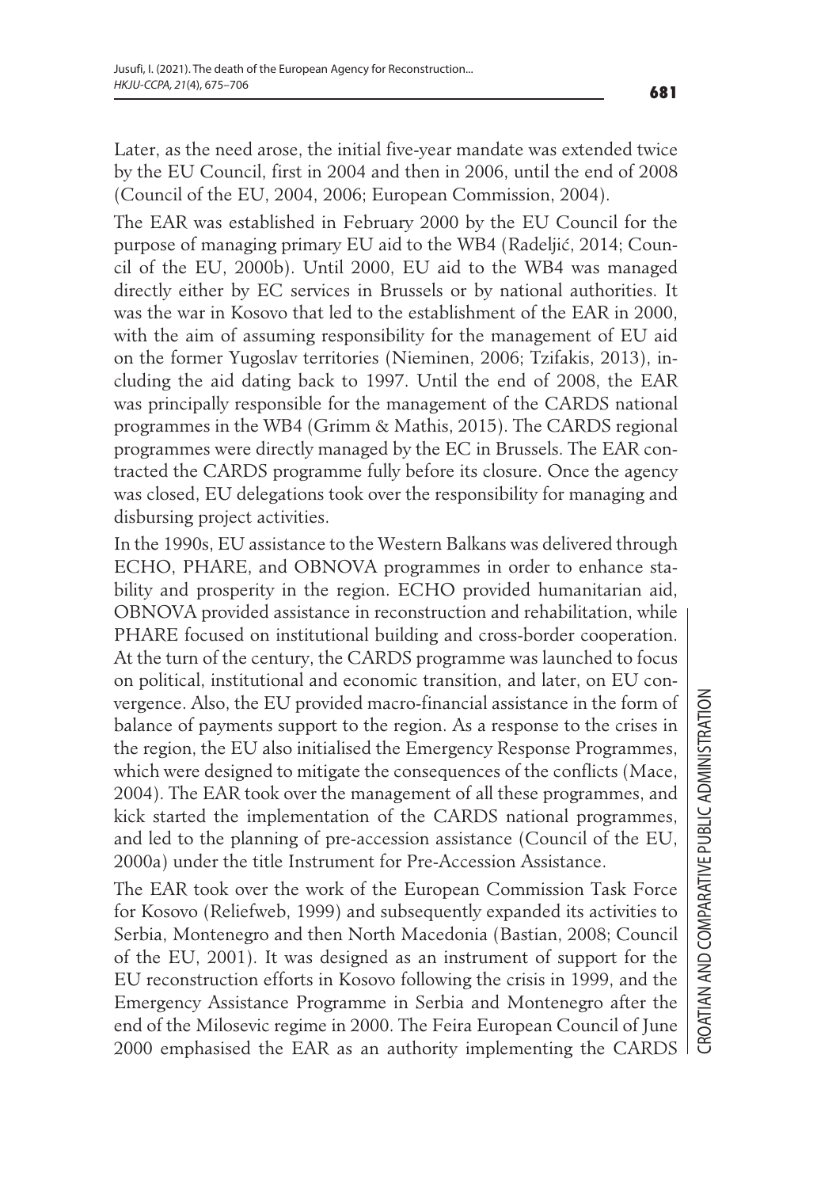Later, as the need arose, the initial five-year mandate was extended twice by the EU Council, first in 2004 and then in 2006, until the end of 2008 (Council of the EU, 2004, 2006; European Commission, 2004).

The EAR was established in February 2000 by the EU Council for the purpose of managing primary EU aid to the WB4 (Radeljić, 2014; Council of the EU, 2000b). Until 2000, EU aid to the WB4 was managed directly either by EC services in Brussels or by national authorities. It was the war in Kosovo that led to the establishment of the EAR in 2000, with the aim of assuming responsibility for the management of EU aid on the former Yugoslav territories (Nieminen, 2006; Tzifakis, 2013), including the aid dating back to 1997. Until the end of 2008, the EAR was principally responsible for the management of the CARDS national programmes in the WB4 (Grimm & Mathis, 2015). The CARDS regional programmes were directly managed by the EC in Brussels. The EAR contracted the CARDS programme fully before its closure. Once the agency was closed, EU delegations took over the responsibility for managing and disbursing project activities.

In the 1990s, EU assistance to the Western Balkans was delivered through ECHO, PHARE, and OBNOVA programmes in order to enhance stability and prosperity in the region. ECHO provided humanitarian aid, OBNOVA provided assistance in reconstruction and rehabilitation, while PHARE focused on institutional building and cross-border cooperation. At the turn of the century, the CARDS programme was launched to focus on political, institutional and economic transition, and later, on EU convergence. Also, the EU provided macro-financial assistance in the form of balance of payments support to the region. As a response to the crises in the region, the EU also initialised the Emergency Response Programmes, which were designed to mitigate the consequences of the conflicts (Mace, 2004). The EAR took over the management of all these programmes, and kick started the implementation of the CARDS national programmes, and led to the planning of pre-accession assistance (Council of the EU, 2000a) under the title Instrument for Pre-Accession Assistance.

The EAR took over the work of the European Commission Task Force for Kosovo (Reliefweb, 1999) and subsequently expanded its activities to Serbia, Montenegro and then North Macedonia (Bastian, 2008; Council of the EU, 2001). It was designed as an instrument of support for the EU reconstruction efforts in Kosovo following the crisis in 1999, and the Emergency Assistance Programme in Serbia and Montenegro after the end of the Milosevic regime in 2000. The Feira European Council of June 2000 emphasised the EAR as an authority implementing the CARDS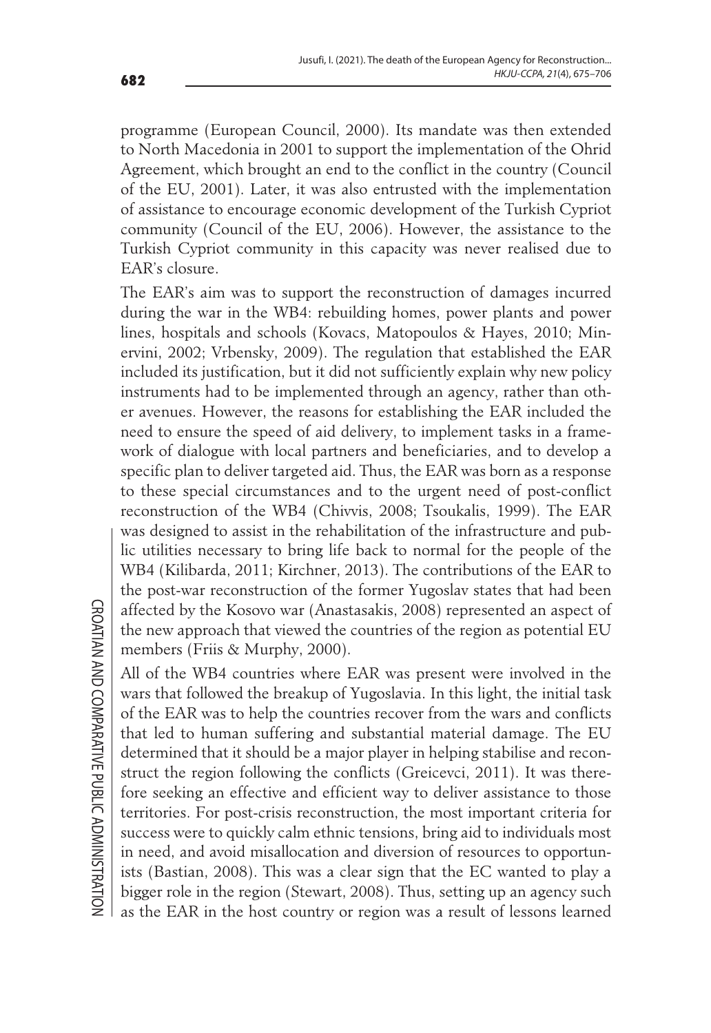programme (European Council, 2000). Its mandate was then extended to North Macedonia in 2001 to support the implementation of the Ohrid Agreement, which brought an end to the conflict in the country (Council of the EU, 2001). Later, it was also entrusted with the implementation of assistance to encourage economic development of the Turkish Cypriot community (Council of the EU, 2006). However, the assistance to the Turkish Cypriot community in this capacity was never realised due to EAR's closure.

The EAR's aim was to support the reconstruction of damages incurred during the war in the WB4: rebuilding homes, power plants and power lines, hospitals and schools (Kovacs, Matopoulos & Hayes, 2010; Minervini, 2002; Vrbensky, 2009). The regulation that established the EAR included its justification, but it did not sufficiently explain why new policy instruments had to be implemented through an agency, rather than other avenues. However, the reasons for establishing the EAR included the need to ensure the speed of aid delivery, to implement tasks in a framework of dialogue with local partners and beneficiaries, and to develop a specific plan to deliver targeted aid. Thus, the EAR was born as a response to these special circumstances and to the urgent need of post-conflict reconstruction of the WB4 (Chivvis, 2008; Tsoukalis, 1999). The EAR was designed to assist in the rehabilitation of the infrastructure and public utilities necessary to bring life back to normal for the people of the WB4 (Kilibarda, 2011; Kirchner, 2013). The contributions of the EAR to the post-war reconstruction of the former Yugoslav states that had been affected by the Kosovo war (Anastasakis, 2008) represented an aspect of the new approach that viewed the countries of the region as potential EU members (Friis & Murphy, 2000).

All of the WB4 countries where EAR was present were involved in the wars that followed the breakup of Yugoslavia. In this light, the initial task of the EAR was to help the countries recover from the wars and conflicts that led to human suffering and substantial material damage. The EU determined that it should be a major player in helping stabilise and reconstruct the region following the conflicts (Greicevci, 2011). It was therefore seeking an effective and efficient way to deliver assistance to those territories. For post-crisis reconstruction, the most important criteria for success were to quickly calm ethnic tensions, bring aid to individuals most in need, and avoid misallocation and diversion of resources to opportunists (Bastian, 2008). This was a clear sign that the EC wanted to play a bigger role in the region (Stewart, 2008). Thus, setting up an agency such as the EAR in the host country or region was a result of lessons learned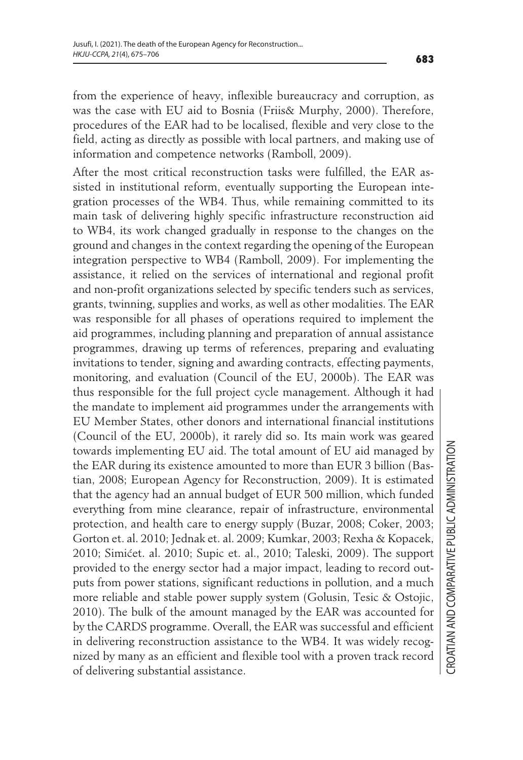from the experience of heavy, inflexible bureaucracy and corruption, as was the case with EU aid to Bosnia (Friis& Murphy, 2000). Therefore, procedures of the EAR had to be localised, flexible and very close to the field, acting as directly as possible with local partners, and making use of information and competence networks (Ramboll, 2009).

After the most critical reconstruction tasks were fulfilled, the EAR assisted in institutional reform, eventually supporting the European integration processes of the WB4. Thus, while remaining committed to its main task of delivering highly specific infrastructure reconstruction aid to WB4, its work changed gradually in response to the changes on the ground and changes in the context regarding the opening of the European integration perspective to WB4 (Ramboll, 2009). For implementing the assistance, it relied on the services of international and regional profit and non-profit organizations selected by specific tenders such as services, grants, twinning, supplies and works, as well as other modalities. The EAR was responsible for all phases of operations required to implement the aid programmes, including planning and preparation of annual assistance programmes, drawing up terms of references, preparing and evaluating invitations to tender, signing and awarding contracts, effecting payments, monitoring, and evaluation (Council of the EU, 2000b). The EAR was thus responsible for the full project cycle management. Although it had the mandate to implement aid programmes under the arrangements with EU Member States, other donors and international financial institutions (Council of the EU, 2000b), it rarely did so. Its main work was geared towards implementing EU aid. The total amount of EU aid managed by the EAR during its existence amounted to more than EUR 3 billion (Bastian, 2008; European Agency for Reconstruction, 2009). It is estimated that the agency had an annual budget of EUR 500 million, which funded everything from mine clearance, repair of infrastructure, environmental protection, and health care to energy supply (Buzar, 2008; Coker, 2003; Gorton et. al. 2010; Jednak et. al. 2009; Kumkar, 2003; Rexha & Kopacek, 2010; Simićet. al. 2010; Supic et. al., 2010; Taleski, 2009). The support provided to the energy sector had a major impact, leading to record outputs from power stations, significant reductions in pollution, and a much more reliable and stable power supply system (Golusin, Tesic & Ostojic, 2010). The bulk of the amount managed by the EAR was accounted for by the CARDS programme. Overall, the EAR was successful and efficient in delivering reconstruction assistance to the WB4. It was widely recognized by many as an efficient and flexible tool with a proven track record of delivering substantial assistance.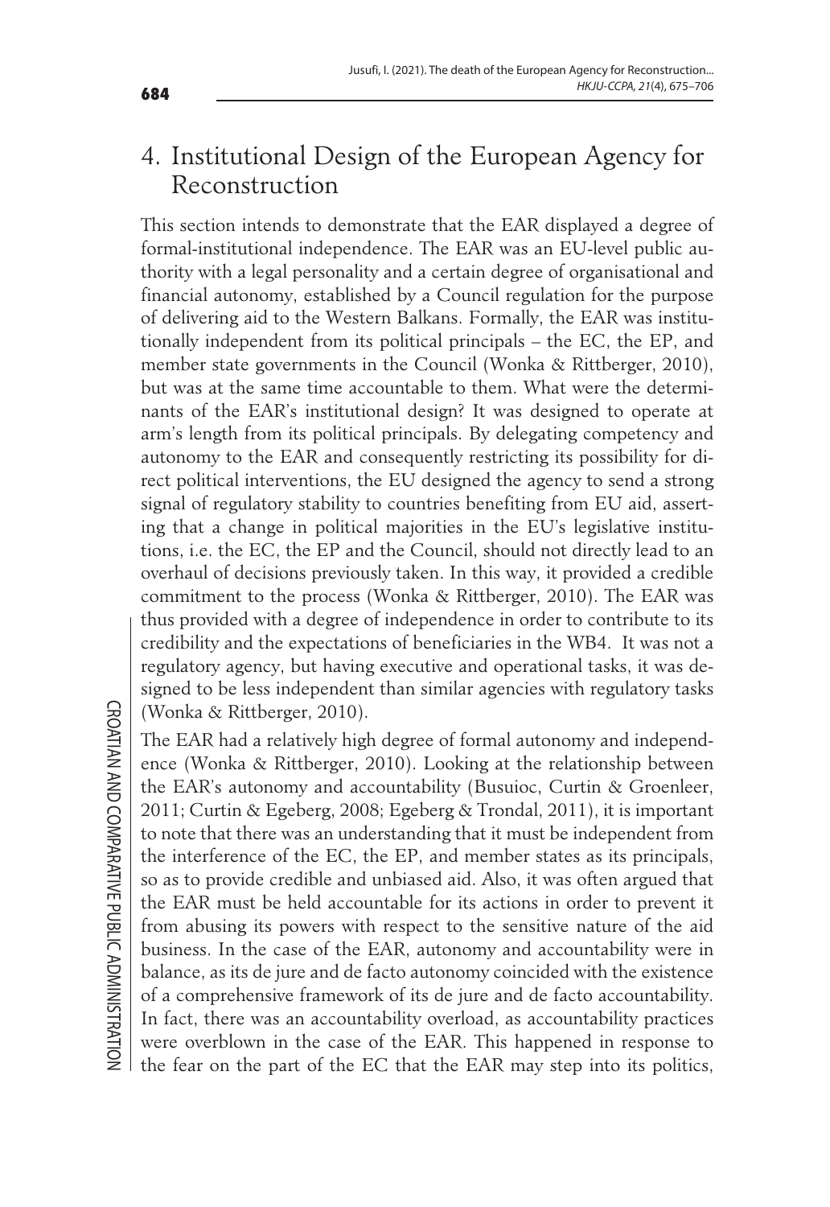## 4. Institutional Design of the European Agency for Reconstruction

This section intends to demonstrate that the EAR displayed a degree of formal-institutional independence. The EAR was an EU-level public authority with a legal personality and a certain degree of organisational and financial autonomy, established by a Council regulation for the purpose of delivering aid to the Western Balkans. Formally, the EAR was institutionally independent from its political principals – the EC, the EP, and member state governments in the Council (Wonka & Rittberger, 2010), but was at the same time accountable to them. What were the determinants of the EAR's institutional design? It was designed to operate at arm's length from its political principals. By delegating competency and autonomy to the EAR and consequently restricting its possibility for direct political interventions, the EU designed the agency to send a strong signal of regulatory stability to countries benefiting from EU aid, asserting that a change in political majorities in the EU's legislative institutions, i.e. the EC, the EP and the Council, should not directly lead to an overhaul of decisions previously taken. In this way, it provided a credible commitment to the process (Wonka & Rittberger, 2010). The EAR was thus provided with a degree of independence in order to contribute to its credibility and the expectations of beneficiaries in the WB4. It was not a regulatory agency, but having executive and operational tasks, it was designed to be less independent than similar agencies with regulatory tasks (Wonka & Rittberger, 2010).

The EAR had a relatively high degree of formal autonomy and independence (Wonka & Rittberger, 2010). Looking at the relationship between the EAR's autonomy and accountability (Busuioc, Curtin & Groenleer, 2011; Curtin & Egeberg, 2008; Egeberg & Trondal, 2011), it is important to note that there was an understanding that it must be independent from the interference of the EC, the EP, and member states as its principals, so as to provide credible and unbiased aid. Also, it was often argued that the EAR must be held accountable for its actions in order to prevent it from abusing its powers with respect to the sensitive nature of the aid business. In the case of the EAR, autonomy and accountability were in balance, as its de jure and de facto autonomy coincided with the existence of a comprehensive framework of its de jure and de facto accountability. In fact, there was an accountability overload, as accountability practices were overblown in the case of the EAR. This happened in response to the fear on the part of the EC that the EAR may step into its politics,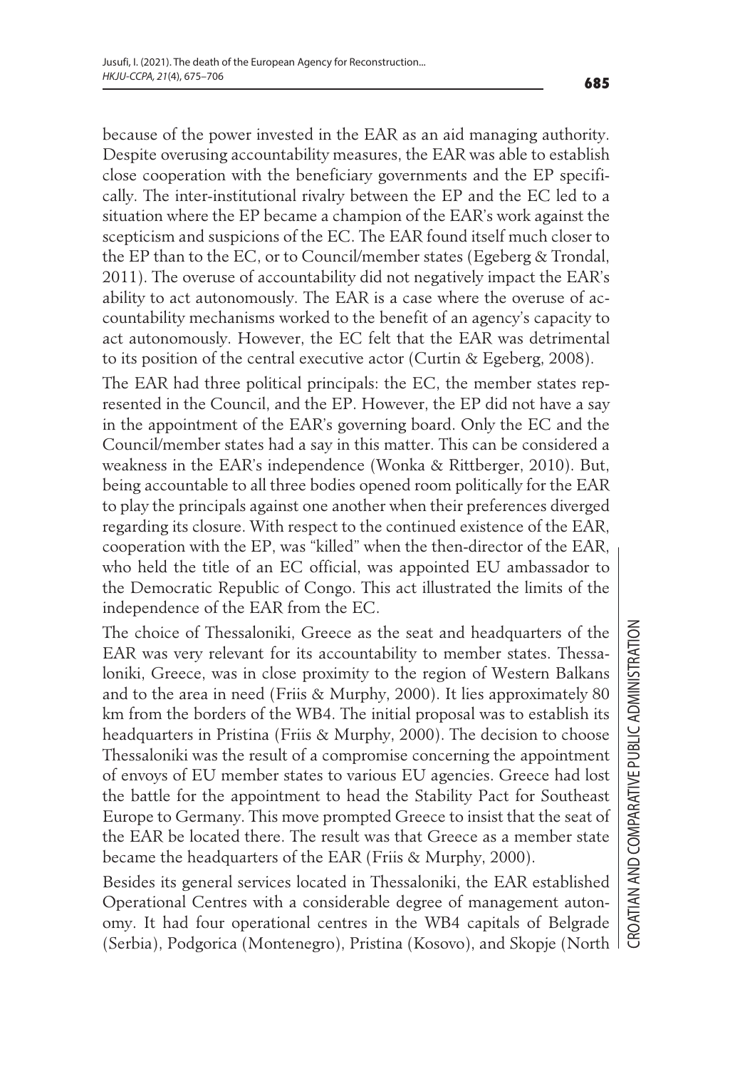because of the power invested in the EAR as an aid managing authority. Despite overusing accountability measures, the EAR was able to establish close cooperation with the beneficiary governments and the EP specifically. The inter-institutional rivalry between the EP and the EC led to a situation where the EP became a champion of the EAR's work against the scepticism and suspicions of the EC. The EAR found itself much closer to the EP than to the EC, or to Council/member states (Egeberg & Trondal, 2011). The overuse of accountability did not negatively impact the EAR's ability to act autonomously. The EAR is a case where the overuse of accountability mechanisms worked to the benefit of an agency's capacity to act autonomously. However, the EC felt that the EAR was detrimental to its position of the central executive actor (Curtin & Egeberg, 2008).

The EAR had three political principals: the EC, the member states represented in the Council, and the EP. However, the EP did not have a say in the appointment of the EAR's governing board. Only the EC and the Council/member states had a say in this matter. This can be considered a weakness in the EAR's independence (Wonka & Rittberger, 2010). But, being accountable to all three bodies opened room politically for the EAR to play the principals against one another when their preferences diverged regarding its closure. With respect to the continued existence of the EAR, cooperation with the EP, was "killed" when the then-director of the EAR, who held the title of an EC official, was appointed EU ambassador to the Democratic Republic of Congo. This act illustrated the limits of the independence of the EAR from the EC.

The choice of Thessaloniki, Greece as the seat and headquarters of the EAR was very relevant for its accountability to member states. Thessaloniki, Greece, was in close proximity to the region of Western Balkans and to the area in need (Friis & Murphy, 2000). It lies approximately 80 km from the borders of the WB4. The initial proposal was to establish its headquarters in Pristina (Friis & Murphy, 2000). The decision to choose Thessaloniki was the result of a compromise concerning the appointment of envoys of EU member states to various EU agencies. Greece had lost the battle for the appointment to head the Stability Pact for Southeast Europe to Germany. This move prompted Greece to insist that the seat of the EAR be located there. The result was that Greece as a member state became the headquarters of the EAR (Friis & Murphy, 2000).

Besides its general services located in Thessaloniki, the EAR established Operational Centres with a considerable degree of management autonomy. It had four operational centres in the WB4 capitals of Belgrade (Serbia), Podgorica (Montenegro), Pristina (Kosovo), and Skopje (North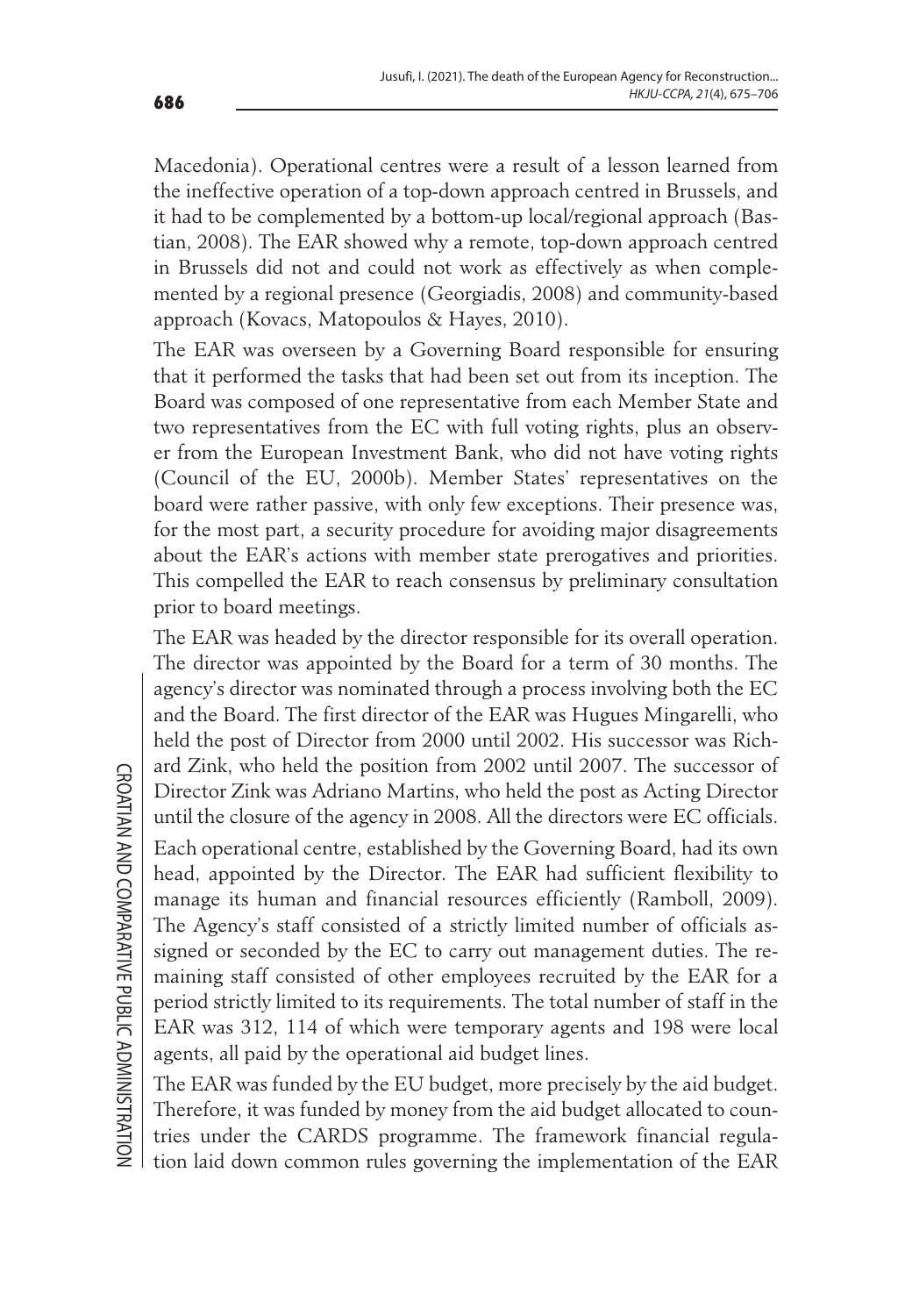Macedonia). Operational centres were a result of a lesson learned from the ineffective operation of a top-down approach centred in Brussels, and it had to be complemented by a bottom-up local/regional approach (Bastian, 2008). The EAR showed why a remote, top-down approach centred in Brussels did not and could not work as effectively as when complemented by a regional presence (Georgiadis, 2008) and community-based approach (Kovacs, Matopoulos & Hayes, 2010).

The EAR was overseen by a Governing Board responsible for ensuring that it performed the tasks that had been set out from its inception. The Board was composed of one representative from each Member State and two representatives from the EC with full voting rights, plus an observer from the European Investment Bank, who did not have voting rights (Council of the EU, 2000b). Member States' representatives on the board were rather passive, with only few exceptions. Their presence was, for the most part, a security procedure for avoiding major disagreements about the EAR's actions with member state prerogatives and priorities. This compelled the EAR to reach consensus by preliminary consultation prior to board meetings.

The EAR was headed by the director responsible for its overall operation. The director was appointed by the Board for a term of 30 months. The agency's director was nominated through a process involving both the EC and the Board. The first director of the EAR was Hugues Mingarelli, who held the post of Director from 2000 until 2002. His successor was Richard Zink, who held the position from 2002 until 2007. The successor of Director Zink was Adriano Martins, who held the post as Acting Director until the closure of the agency in 2008. All the directors were EC officials.

Each operational centre, established by the Governing Board, had its own head, appointed by the Director. The EAR had sufficient flexibility to manage its human and financial resources efficiently (Ramboll, 2009). The Agency's staff consisted of a strictly limited number of officials assigned or seconded by the EC to carry out management duties. The remaining staff consisted of other employees recruited by the EAR for a period strictly limited to its requirements. The total number of staff in the EAR was 312, 114 of which were temporary agents and 198 were local agents, all paid by the operational aid budget lines.

The EAR was funded by the EU budget, more precisely by the aid budget. Therefore, it was funded by money from the aid budget allocated to countries under the CARDS programme. The framework financial regulation laid down common rules governing the implementation of the EAR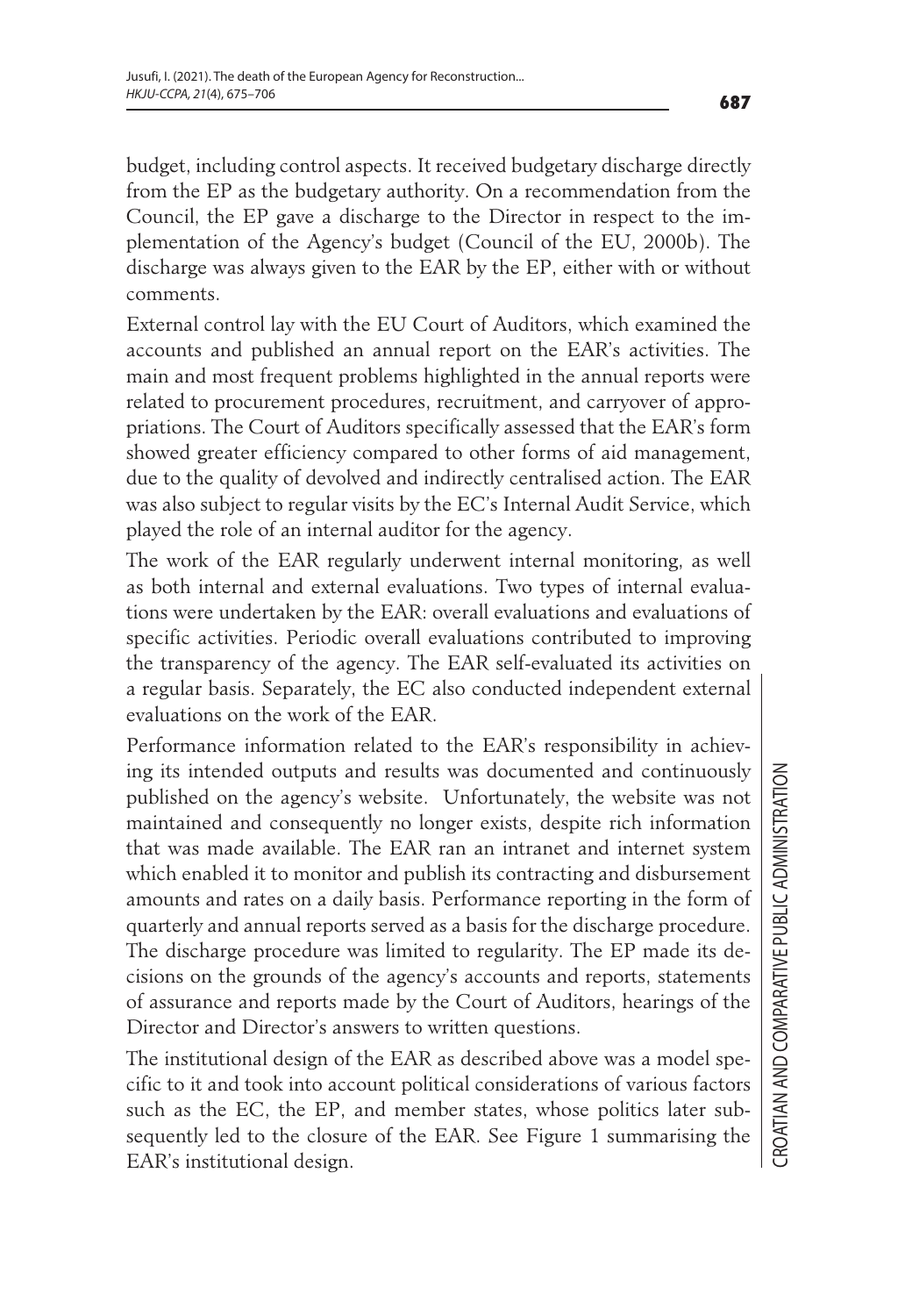budget, including control aspects. It received budgetary discharge directly from the EP as the budgetary authority. On a recommendation from the Council, the EP gave a discharge to the Director in respect to the implementation of the Agency's budget (Council of the EU, 2000b). The discharge was always given to the EAR by the EP, either with or without comments.

External control lay with the EU Court of Auditors, which examined the accounts and published an annual report on the EAR's activities. The main and most frequent problems highlighted in the annual reports were related to procurement procedures, recruitment, and carryover of appropriations. The Court of Auditors specifically assessed that the EAR's form showed greater efficiency compared to other forms of aid management, due to the quality of devolved and indirectly centralised action. The EAR was also subject to regular visits by the EC's Internal Audit Service, which played the role of an internal auditor for the agency.

The work of the EAR regularly underwent internal monitoring, as well as both internal and external evaluations. Two types of internal evaluations were undertaken by the EAR: overall evaluations and evaluations of specific activities. Periodic overall evaluations contributed to improving the transparency of the agency. The EAR self-evaluated its activities on a regular basis. Separately, the EC also conducted independent external evaluations on the work of the EAR.

Performance information related to the EAR's responsibility in achieving its intended outputs and results was documented and continuously published on the agency's website. Unfortunately, the website was not maintained and consequently no longer exists, despite rich information that was made available. The EAR ran an intranet and internet system which enabled it to monitor and publish its contracting and disbursement amounts and rates on a daily basis. Performance reporting in the form of quarterly and annual reports served as a basis for the discharge procedure. The discharge procedure was limited to regularity. The EP made its decisions on the grounds of the agency's accounts and reports, statements of assurance and reports made by the Court of Auditors, hearings of the Director and Director's answers to written questions.

The institutional design of the EAR as described above was a model specific to it and took into account political considerations of various factors such as the EC, the EP, and member states, whose politics later subsequently led to the closure of the EAR. See Figure 1 summarising the EAR's institutional design.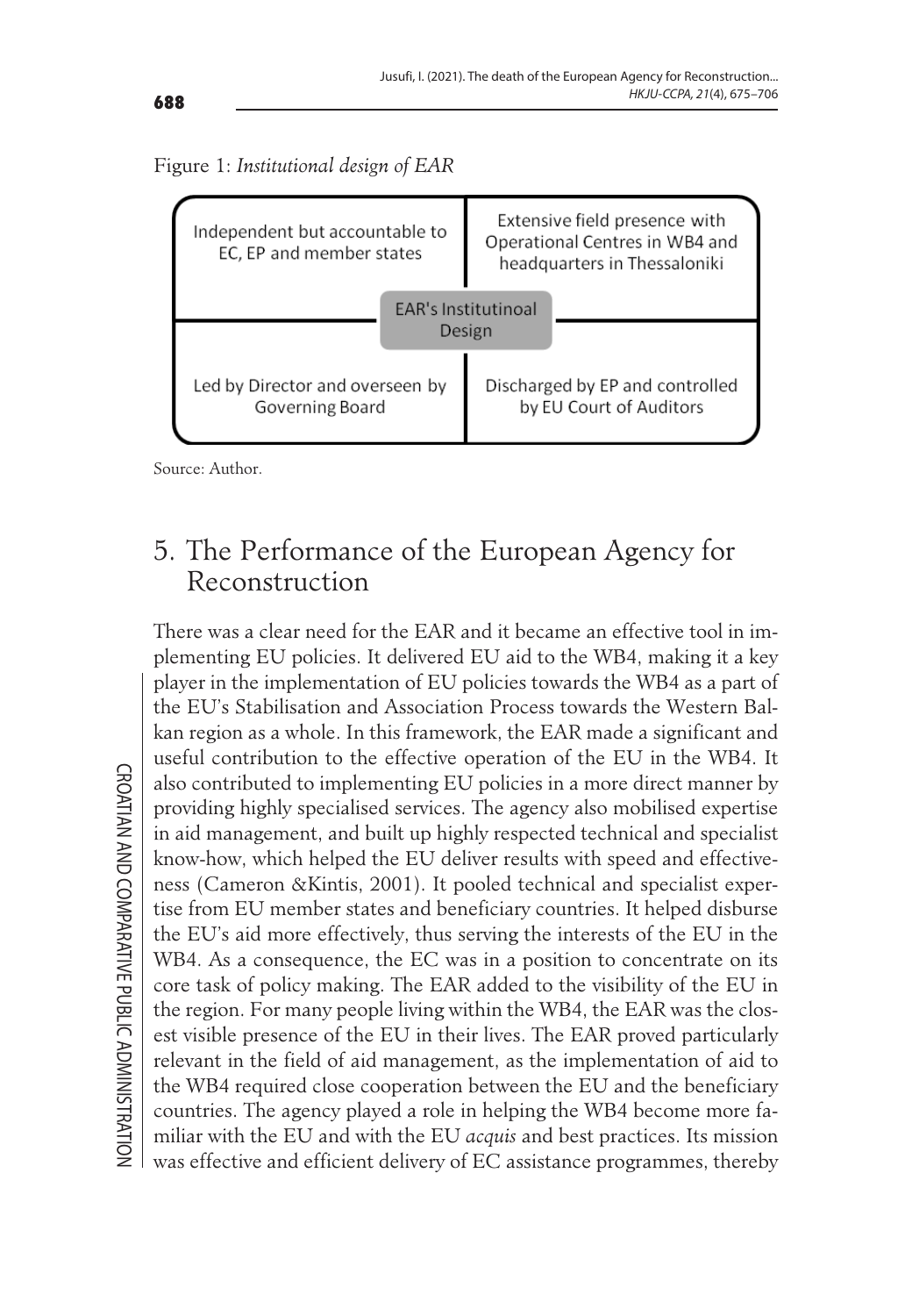Figure 1: *Institutional design of EAR*

| Independent but accountable to EC, EP and member states | Extensive field presence with Operational Centres in WB4 and headquarters in Thessaloniki |
| --- | --- |
| EAR's Institutinoal Design | |
| Led by Director and overseen by Governing Board | Discharged by EP and controlled by EU Court of Auditors |

Source: Author.

## 5. The Performance of the European Agency for Reconstruction

There was a clear need for the EAR and it became an effective tool in implementing EU policies. It delivered EU aid to the WB4, making it a key player in the implementation of EU policies towards the WB4 as a part of the EU's Stabilisation and Association Process towards the Western Balkan region as a whole. In this framework, the EAR made a significant and useful contribution to the effective operation of the EU in the WB4. It also contributed to implementing EU policies in a more direct manner by providing highly specialised services. The agency also mobilised expertise in aid management, and built up highly respected technical and specialist know-how, which helped the EU deliver results with speed and effectiveness (Cameron &Kintis, 2001). It pooled technical and specialist expertise from EU member states and beneficiary countries. It helped disburse the EU's aid more effectively, thus serving the interests of the EU in the WB4. As a consequence, the EC was in a position to concentrate on its core task of policy making. The EAR added to the visibility of the EU in the region. For many people living within the WB4, the EAR was the closest visible presence of the EU in their lives. The EAR proved particularly relevant in the field of aid management, as the implementation of aid to the WB4 required close cooperation between the EU and the beneficiary countries. The agency played a role in helping the WB4 become more familiar with the EU and with the EU *acquis* and best practices. Its mission was effective and efficient delivery of EC assistance programmes, thereby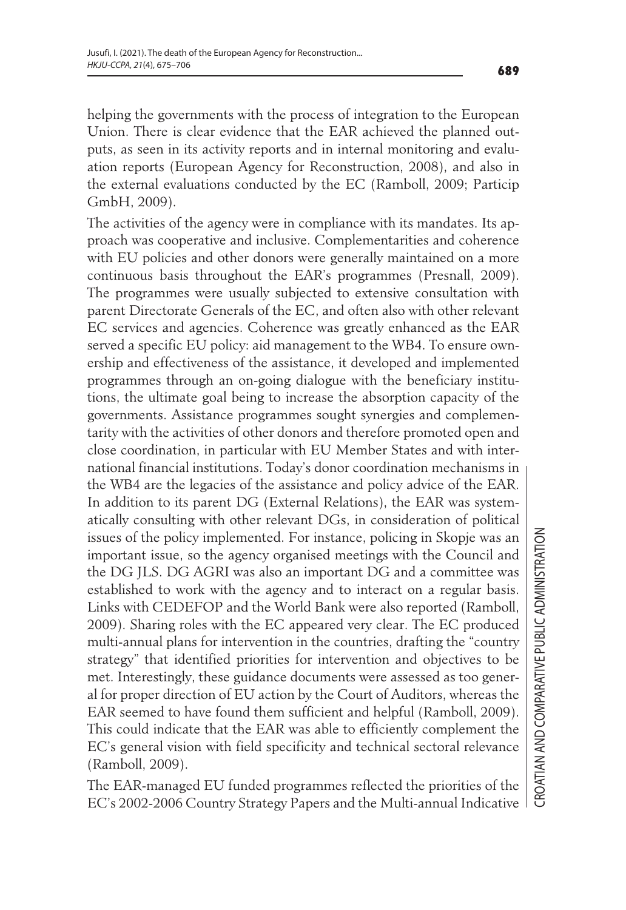helping the governments with the process of integration to the European Union. There is clear evidence that the EAR achieved the planned outputs, as seen in its activity reports and in internal monitoring and evaluation reports (European Agency for Reconstruction, 2008), and also in the external evaluations conducted by the EC (Ramboll, 2009; Particip GmbH, 2009).

The activities of the agency were in compliance with its mandates. Its approach was cooperative and inclusive. Complementarities and coherence with EU policies and other donors were generally maintained on a more continuous basis throughout the EAR's programmes (Presnall, 2009). The programmes were usually subjected to extensive consultation with parent Directorate Generals of the EC, and often also with other relevant EC services and agencies. Coherence was greatly enhanced as the EAR served a specific EU policy: aid management to the WB4. To ensure ownership and effectiveness of the assistance, it developed and implemented programmes through an on-going dialogue with the beneficiary institutions, the ultimate goal being to increase the absorption capacity of the governments. Assistance programmes sought synergies and complementarity with the activities of other donors and therefore promoted open and close coordination, in particular with EU Member States and with international financial institutions. Today's donor coordination mechanisms in the WB4 are the legacies of the assistance and policy advice of the EAR. In addition to its parent DG (External Relations), the EAR was systematically consulting with other relevant DGs, in consideration of political issues of the policy implemented. For instance, policing in Skopje was an important issue, so the agency organised meetings with the Council and the DG JLS. DG AGRI was also an important DG and a committee was established to work with the agency and to interact on a regular basis. Links with CEDEFOP and the World Bank were also reported (Ramboll, 2009). Sharing roles with the EC appeared very clear. The EC produced multi-annual plans for intervention in the countries, drafting the "country strategy" that identified priorities for intervention and objectives to be met. Interestingly, these guidance documents were assessed as too general for proper direction of EU action by the Court of Auditors, whereas the EAR seemed to have found them sufficient and helpful (Ramboll, 2009). This could indicate that the EAR was able to efficiently complement the EC's general vision with field specificity and technical sectoral relevance (Ramboll, 2009).

The EAR-managed EU funded programmes reflected the priorities of the EC's 2002-2006 Country Strategy Papers and the Multi-annual Indicative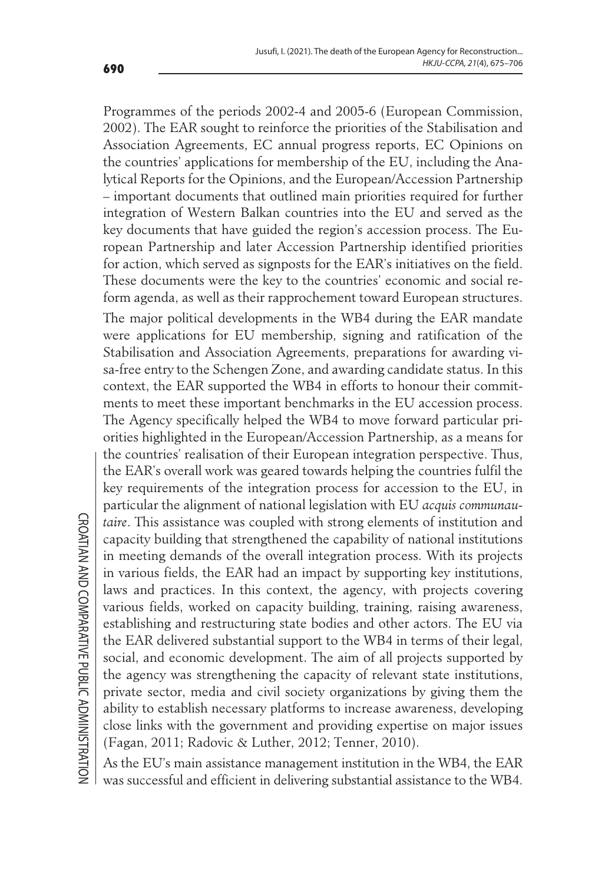Programmes of the periods 2002-4 and 2005-6 (European Commission, 2002). The EAR sought to reinforce the priorities of the Stabilisation and Association Agreements, EC annual progress reports, EC Opinions on the countries' applications for membership of the EU, including the Analytical Reports for the Opinions, and the European/Accession Partnership – important documents that outlined main priorities required for further integration of Western Balkan countries into the EU and served as the key documents that have guided the region's accession process. The European Partnership and later Accession Partnership identified priorities for action, which served as signposts for the EAR's initiatives on the field. These documents were the key to the countries' economic and social reform agenda, as well as their rapprochement toward European structures.

The major political developments in the WB4 during the EAR mandate were applications for EU membership, signing and ratification of the Stabilisation and Association Agreements, preparations for awarding visa-free entry to the Schengen Zone, and awarding candidate status. In this context, the EAR supported the WB4 in efforts to honour their commitments to meet these important benchmarks in the EU accession process. The Agency specifically helped the WB4 to move forward particular priorities highlighted in the European/Accession Partnership, as a means for the countries' realisation of their European integration perspective. Thus, the EAR's overall work was geared towards helping the countries fulfil the key requirements of the integration process for accession to the EU, in particular the alignment of national legislation with EU *acquis communautaire*. This assistance was coupled with strong elements of institution and capacity building that strengthened the capability of national institutions in meeting demands of the overall integration process. With its projects in various fields, the EAR had an impact by supporting key institutions, laws and practices. In this context, the agency, with projects covering various fields, worked on capacity building, training, raising awareness, establishing and restructuring state bodies and other actors. The EU via the EAR delivered substantial support to the WB4 in terms of their legal, social, and economic development. The aim of all projects supported by the agency was strengthening the capacity of relevant state institutions, private sector, media and civil society organizations by giving them the ability to establish necessary platforms to increase awareness, developing close links with the government and providing expertise on major issues (Fagan, 2011; Radovic & Luther, 2012; Tenner, 2010).

As the EU's main assistance management institution in the WB4, the EAR was successful and efficient in delivering substantial assistance to the WB4.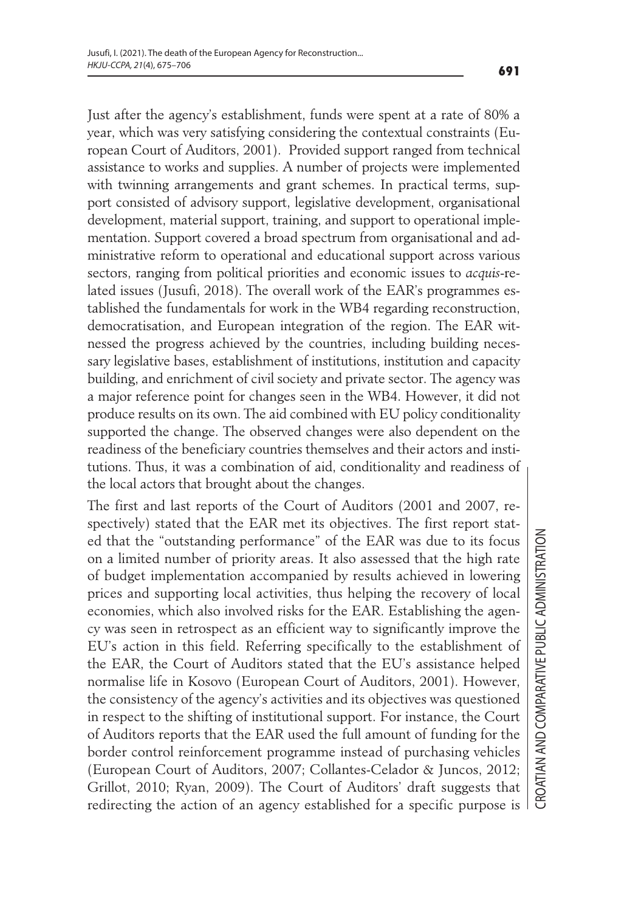Just after the agency's establishment, funds were spent at a rate of 80% a year, which was very satisfying considering the contextual constraints (European Court of Auditors, 2001). Provided support ranged from technical assistance to works and supplies. A number of projects were implemented with twinning arrangements and grant schemes. In practical terms, support consisted of advisory support, legislative development, organisational development, material support, training, and support to operational implementation. Support covered a broad spectrum from organisational and administrative reform to operational and educational support across various sectors, ranging from political priorities and economic issues to *acquis*-related issues (Jusufi, 2018). The overall work of the EAR's programmes established the fundamentals for work in the WB4 regarding reconstruction, democratisation, and European integration of the region. The EAR witnessed the progress achieved by the countries, including building necessary legislative bases, establishment of institutions, institution and capacity building, and enrichment of civil society and private sector. The agency was a major reference point for changes seen in the WB4. However, it did not produce results on its own. The aid combined with EU policy conditionality supported the change. The observed changes were also dependent on the readiness of the beneficiary countries themselves and their actors and institutions. Thus, it was a combination of aid, conditionality and readiness of the local actors that brought about the changes.

The first and last reports of the Court of Auditors (2001 and 2007, respectively) stated that the EAR met its objectives. The first report stated that the "outstanding performance" of the EAR was due to its focus on a limited number of priority areas. It also assessed that the high rate of budget implementation accompanied by results achieved in lowering prices and supporting local activities, thus helping the recovery of local economies, which also involved risks for the EAR. Establishing the agency was seen in retrospect as an efficient way to significantly improve the EU's action in this field. Referring specifically to the establishment of the EAR, the Court of Auditors stated that the EU's assistance helped normalise life in Kosovo (European Court of Auditors, 2001). However, the consistency of the agency's activities and its objectives was questioned in respect to the shifting of institutional support. For instance, the Court of Auditors reports that the EAR used the full amount of funding for the border control reinforcement programme instead of purchasing vehicles (European Court of Auditors, 2007; Collantes-Celador & Juncos, 2012; Grillot, 2010; Ryan, 2009). The Court of Auditors' draft suggests that redirecting the action of an agency established for a specific purpose is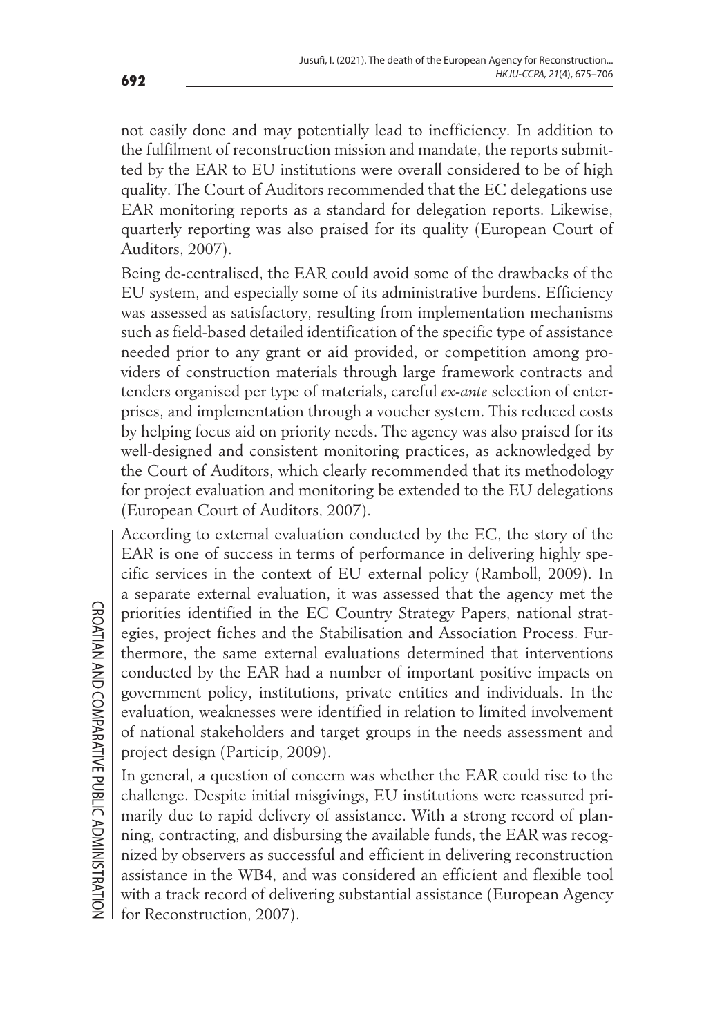not easily done and may potentially lead to inefficiency. In addition to the fulfilment of reconstruction mission and mandate, the reports submitted by the EAR to EU institutions were overall considered to be of high quality. The Court of Auditors recommended that the EC delegations use EAR monitoring reports as a standard for delegation reports. Likewise, quarterly reporting was also praised for its quality (European Court of Auditors, 2007).

Being de-centralised, the EAR could avoid some of the drawbacks of the EU system, and especially some of its administrative burdens. Efficiency was assessed as satisfactory, resulting from implementation mechanisms such as field-based detailed identification of the specific type of assistance needed prior to any grant or aid provided, or competition among providers of construction materials through large framework contracts and tenders organised per type of materials, careful *ex-ante* selection of enterprises, and implementation through a voucher system. This reduced costs by helping focus aid on priority needs. The agency was also praised for its well-designed and consistent monitoring practices, as acknowledged by the Court of Auditors, which clearly recommended that its methodology for project evaluation and monitoring be extended to the EU delegations (European Court of Auditors, 2007).

According to external evaluation conducted by the EC, the story of the EAR is one of success in terms of performance in delivering highly specific services in the context of EU external policy (Ramboll, 2009). In a separate external evaluation, it was assessed that the agency met the priorities identified in the EC Country Strategy Papers, national strategies, project fiches and the Stabilisation and Association Process. Furthermore, the same external evaluations determined that interventions conducted by the EAR had a number of important positive impacts on government policy, institutions, private entities and individuals. In the evaluation, weaknesses were identified in relation to limited involvement of national stakeholders and target groups in the needs assessment and project design (Particip, 2009).

In general, a question of concern was whether the EAR could rise to the challenge. Despite initial misgivings, EU institutions were reassured primarily due to rapid delivery of assistance. With a strong record of planning, contracting, and disbursing the available funds, the EAR was recognized by observers as successful and efficient in delivering reconstruction assistance in the WB4, and was considered an efficient and flexible tool with a track record of delivering substantial assistance (European Agency for Reconstruction, 2007).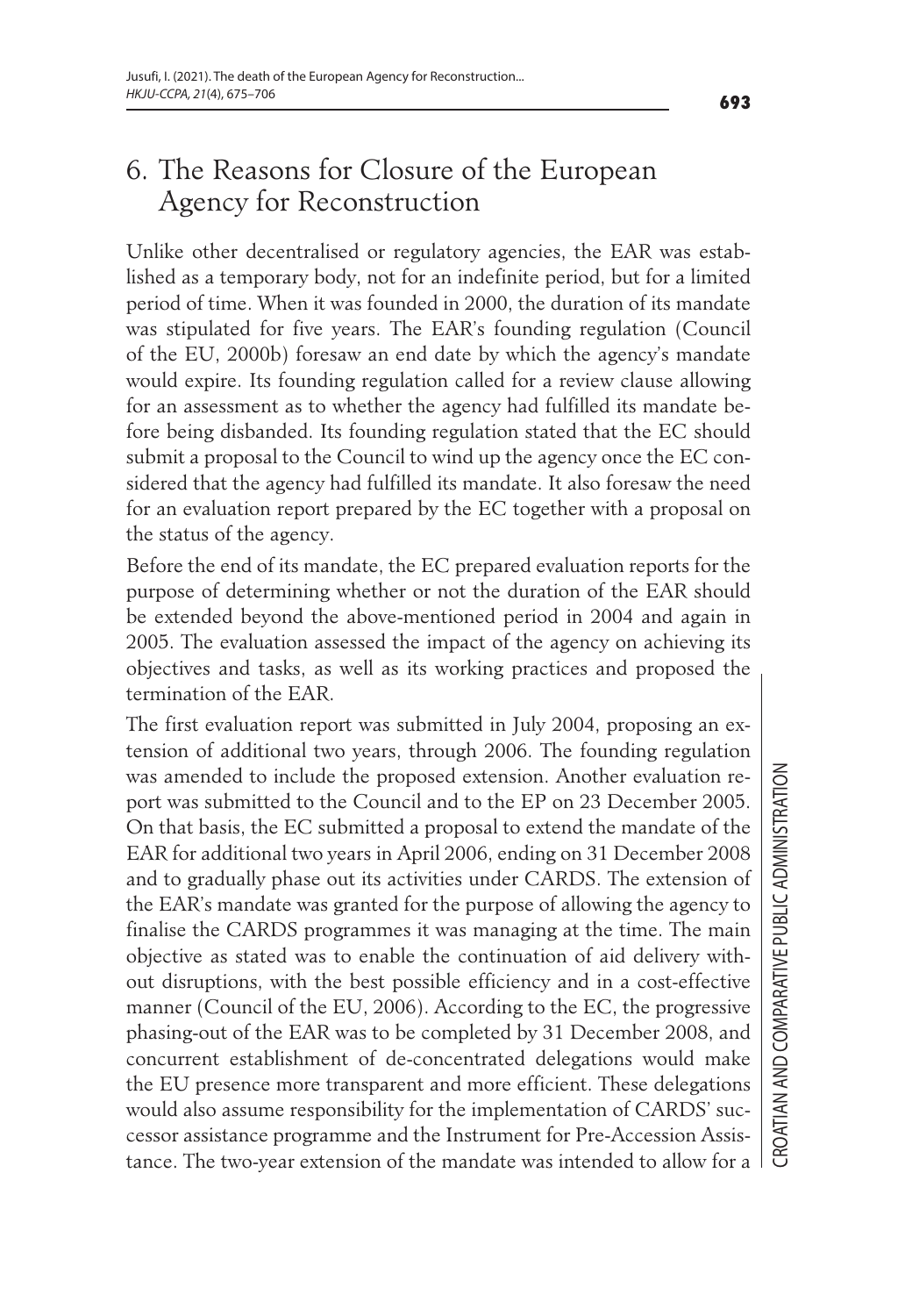## 6. The Reasons for Closure of the European Agency for Reconstruction

Unlike other decentralised or regulatory agencies, the EAR was established as a temporary body, not for an indefinite period, but for a limited period of time. When it was founded in 2000, the duration of its mandate was stipulated for five years. The EAR's founding regulation (Council of the EU, 2000b) foresaw an end date by which the agency's mandate would expire. Its founding regulation called for a review clause allowing for an assessment as to whether the agency had fulfilled its mandate before being disbanded. Its founding regulation stated that the EC should submit a proposal to the Council to wind up the agency once the EC considered that the agency had fulfilled its mandate. It also foresaw the need for an evaluation report prepared by the EC together with a proposal on the status of the agency.

Before the end of its mandate, the EC prepared evaluation reports for the purpose of determining whether or not the duration of the EAR should be extended beyond the above-mentioned period in 2004 and again in 2005. The evaluation assessed the impact of the agency on achieving its objectives and tasks, as well as its working practices and proposed the termination of the EAR.

The first evaluation report was submitted in July 2004, proposing an extension of additional two years, through 2006. The founding regulation was amended to include the proposed extension. Another evaluation report was submitted to the Council and to the EP on 23 December 2005. On that basis, the EC submitted a proposal to extend the mandate of the EAR for additional two years in April 2006, ending on 31 December 2008 and to gradually phase out its activities under CARDS. The extension of the EAR's mandate was granted for the purpose of allowing the agency to finalise the CARDS programmes it was managing at the time. The main objective as stated was to enable the continuation of aid delivery without disruptions, with the best possible efficiency and in a cost-effective manner (Council of the EU, 2006). According to the EC, the progressive phasing-out of the EAR was to be completed by 31 December 2008, and concurrent establishment of de-concentrated delegations would make the EU presence more transparent and more efficient. These delegations would also assume responsibility for the implementation of CARDS' successor assistance programme and the Instrument for Pre-Accession Assistance. The two-year extension of the mandate was intended to allow for a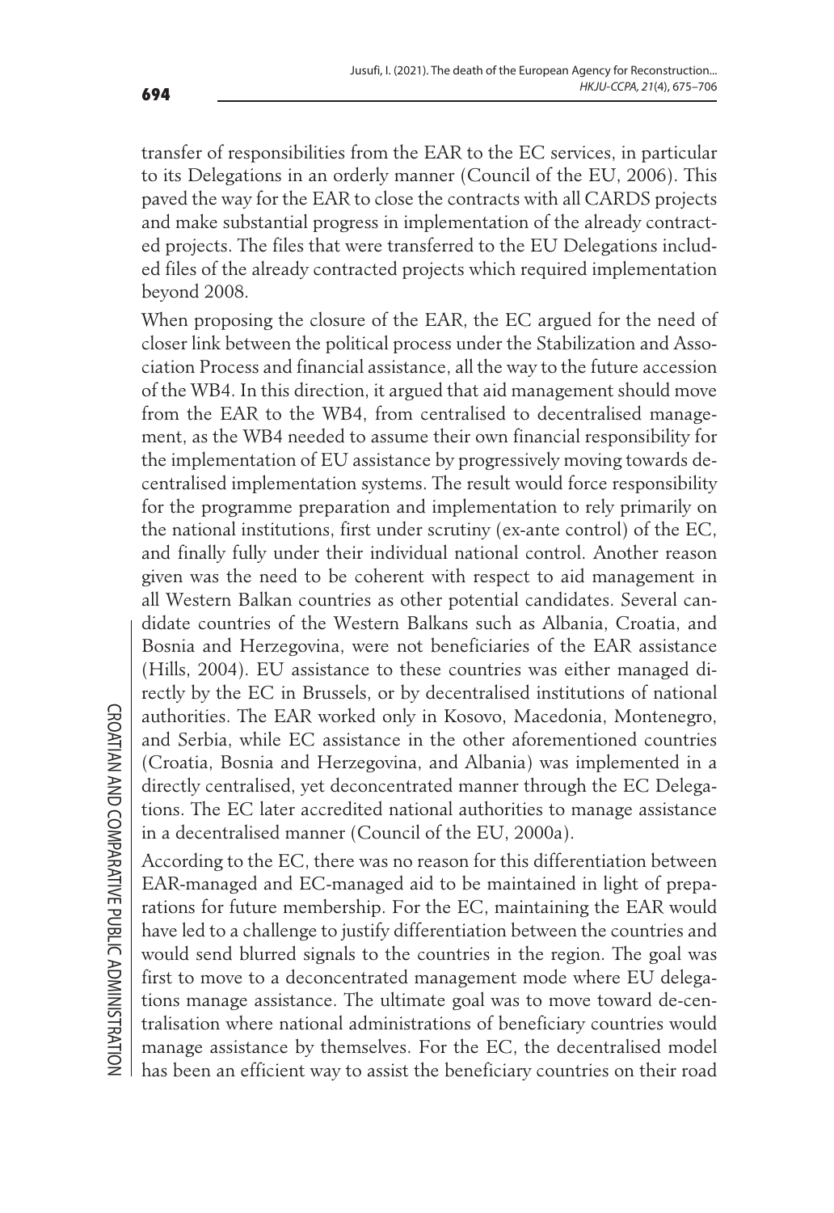transfer of responsibilities from the EAR to the EC services, in particular to its Delegations in an orderly manner (Council of the EU, 2006). This paved the way for the EAR to close the contracts with all CARDS projects and make substantial progress in implementation of the already contracted projects. The files that were transferred to the EU Delegations included files of the already contracted projects which required implementation beyond 2008.

When proposing the closure of the EAR, the EC argued for the need of closer link between the political process under the Stabilization and Association Process and financial assistance, all the way to the future accession of the WB4. In this direction, it argued that aid management should move from the EAR to the WB4, from centralised to decentralised management, as the WB4 needed to assume their own financial responsibility for the implementation of EU assistance by progressively moving towards decentralised implementation systems. The result would force responsibility for the programme preparation and implementation to rely primarily on the national institutions, first under scrutiny (ex-ante control) of the EC, and finally fully under their individual national control. Another reason given was the need to be coherent with respect to aid management in all Western Balkan countries as other potential candidates. Several candidate countries of the Western Balkans such as Albania, Croatia, and Bosnia and Herzegovina, were not beneficiaries of the EAR assistance (Hills, 2004). EU assistance to these countries was either managed directly by the EC in Brussels, or by decentralised institutions of national authorities. The EAR worked only in Kosovo, Macedonia, Montenegro, and Serbia, while EC assistance in the other aforementioned countries (Croatia, Bosnia and Herzegovina, and Albania) was implemented in a directly centralised, yet deconcentrated manner through the EC Delegations. The EC later accredited national authorities to manage assistance in a decentralised manner (Council of the EU, 2000a).

According to the EC, there was no reason for this differentiation between EAR-managed and EC-managed aid to be maintained in light of preparations for future membership. For the EC, maintaining the EAR would have led to a challenge to justify differentiation between the countries and would send blurred signals to the countries in the region. The goal was first to move to a deconcentrated management mode where EU delegations manage assistance. The ultimate goal was to move toward de-centralisation where national administrations of beneficiary countries would manage assistance by themselves. For the EC, the decentralised model has been an efficient way to assist the beneficiary countries on their road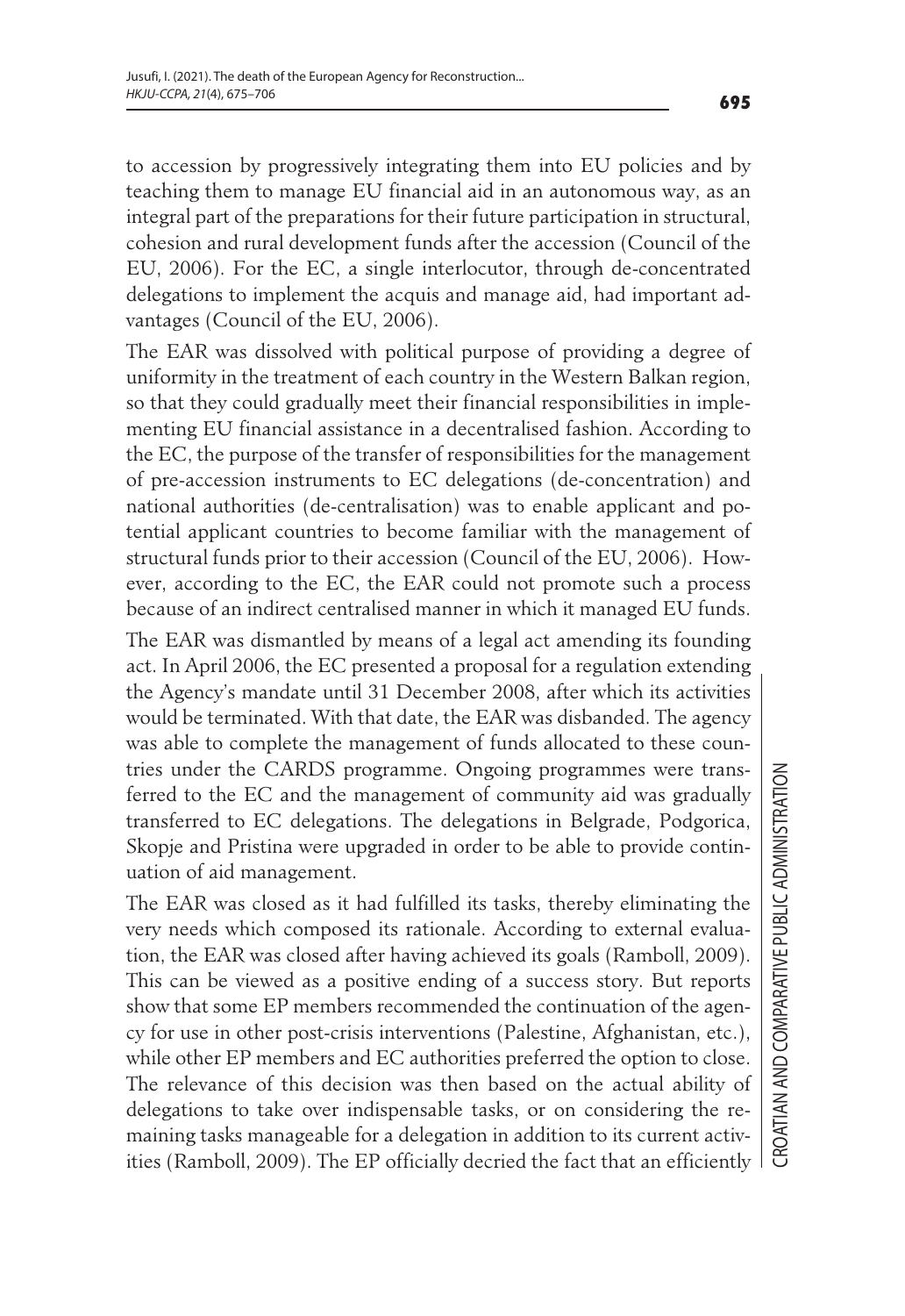to accession by progressively integrating them into EU policies and by teaching them to manage EU financial aid in an autonomous way, as an integral part of the preparations for their future participation in structural, cohesion and rural development funds after the accession (Council of the EU, 2006). For the EC, a single interlocutor, through de-concentrated delegations to implement the acquis and manage aid, had important advantages (Council of the EU, 2006).

The EAR was dissolved with political purpose of providing a degree of uniformity in the treatment of each country in the Western Balkan region, so that they could gradually meet their financial responsibilities in implementing EU financial assistance in a decentralised fashion. According to the EC, the purpose of the transfer of responsibilities for the management of pre-accession instruments to EC delegations (de-concentration) and national authorities (de-centralisation) was to enable applicant and potential applicant countries to become familiar with the management of structural funds prior to their accession (Council of the EU, 2006). However, according to the EC, the EAR could not promote such a process because of an indirect centralised manner in which it managed EU funds.

The EAR was dismantled by means of a legal act amending its founding act. In April 2006, the EC presented a proposal for a regulation extending the Agency's mandate until 31 December 2008, after which its activities would be terminated. With that date, the EAR was disbanded. The agency was able to complete the management of funds allocated to these countries under the CARDS programme. Ongoing programmes were transferred to the EC and the management of community aid was gradually transferred to EC delegations. The delegations in Belgrade, Podgorica, Skopje and Pristina were upgraded in order to be able to provide continuation of aid management.

The EAR was closed as it had fulfilled its tasks, thereby eliminating the very needs which composed its rationale. According to external evaluation, the EAR was closed after having achieved its goals (Ramboll, 2009). This can be viewed as a positive ending of a success story. But reports show that some EP members recommended the continuation of the agency for use in other post-crisis interventions (Palestine, Afghanistan, etc.), while other EP members and EC authorities preferred the option to close. The relevance of this decision was then based on the actual ability of delegations to take over indispensable tasks, or on considering the remaining tasks manageable for a delegation in addition to its current activities (Ramboll, 2009). The EP officially decried the fact that an efficiently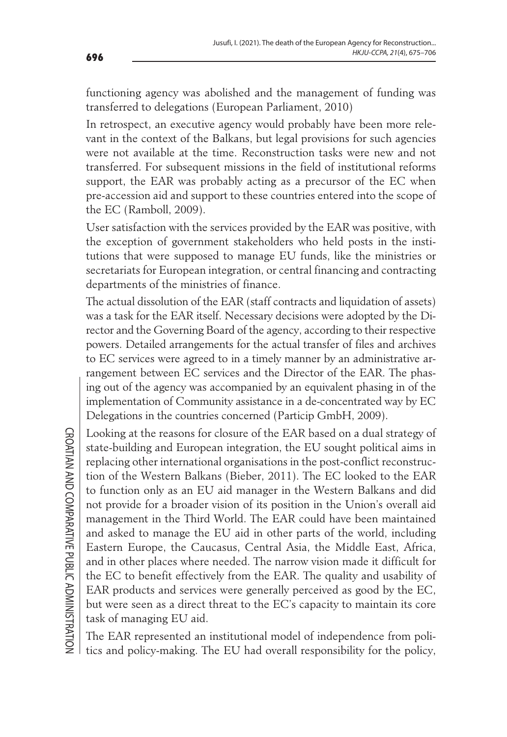functioning agency was abolished and the management of funding was transferred to delegations (European Parliament, 2010)

In retrospect, an executive agency would probably have been more relevant in the context of the Balkans, but legal provisions for such agencies were not available at the time. Reconstruction tasks were new and not transferred. For subsequent missions in the field of institutional reforms support, the EAR was probably acting as a precursor of the EC when pre-accession aid and support to these countries entered into the scope of the EC (Ramboll, 2009).

User satisfaction with the services provided by the EAR was positive, with the exception of government stakeholders who held posts in the institutions that were supposed to manage EU funds, like the ministries or secretariats for European integration, or central financing and contracting departments of the ministries of finance.

The actual dissolution of the EAR (staff contracts and liquidation of assets) was a task for the EAR itself. Necessary decisions were adopted by the Director and the Governing Board of the agency, according to their respective powers. Detailed arrangements for the actual transfer of files and archives to EC services were agreed to in a timely manner by an administrative arrangement between EC services and the Director of the EAR. The phasing out of the agency was accompanied by an equivalent phasing in of the implementation of Community assistance in a de-concentrated way by EC Delegations in the countries concerned (Particip GmbH, 2009).

Looking at the reasons for closure of the EAR based on a dual strategy of state-building and European integration, the EU sought political aims in replacing other international organisations in the post-conflict reconstruction of the Western Balkans (Bieber, 2011). The EC looked to the EAR to function only as an EU aid manager in the Western Balkans and did not provide for a broader vision of its position in the Union's overall aid management in the Third World. The EAR could have been maintained and asked to manage the EU aid in other parts of the world, including Eastern Europe, the Caucasus, Central Asia, the Middle East, Africa, and in other places where needed. The narrow vision made it difficult for the EC to benefit effectively from the EAR. The quality and usability of EAR products and services were generally perceived as good by the EC, but were seen as a direct threat to the EC's capacity to maintain its core task of managing EU aid.

The EAR represented an institutional model of independence from politics and policy-making. The EU had overall responsibility for the policy,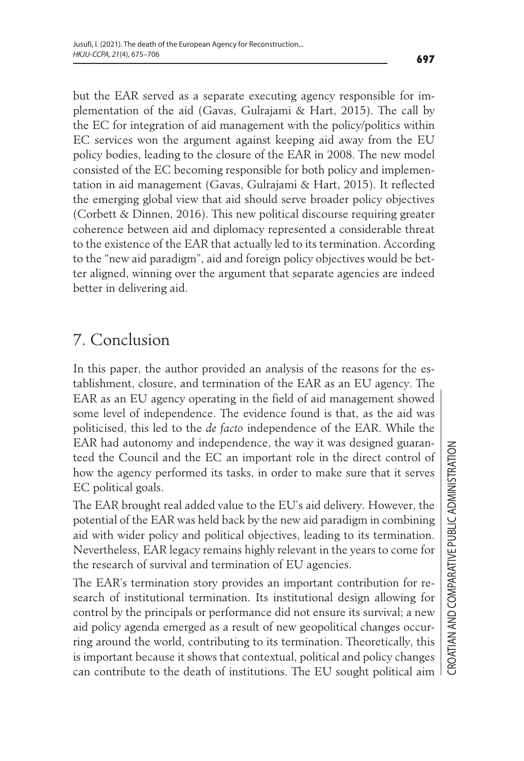but the EAR served as a separate executing agency responsible for implementation of the aid (Gavas, Gulrajami & Hart, 2015). The call by the EC for integration of aid management with the policy/politics within EC services won the argument against keeping aid away from the EU policy bodies, leading to the closure of the EAR in 2008. The new model consisted of the EC becoming responsible for both policy and implementation in aid management (Gavas, Gulrajami & Hart, 2015). It reflected the emerging global view that aid should serve broader policy objectives (Corbett & Dinnen, 2016). This new political discourse requiring greater coherence between aid and diplomacy represented a considerable threat to the existence of the EAR that actually led to its termination. According to the "new aid paradigm", aid and foreign policy objectives would be better aligned, winning over the argument that separate agencies are indeed better in delivering aid.

## 7. Conclusion

In this paper, the author provided an analysis of the reasons for the establishment, closure, and termination of the EAR as an EU agency. The EAR as an EU agency operating in the field of aid management showed some level of independence. The evidence found is that, as the aid was politicised, this led to the *de facto* independence of the EAR. While the EAR had autonomy and independence, the way it was designed guaranteed the Council and the EC an important role in the direct control of how the agency performed its tasks, in order to make sure that it serves EC political goals.

The EAR brought real added value to the EU's aid delivery. However, the potential of the EAR was held back by the new aid paradigm in combining aid with wider policy and political objectives, leading to its termination. Nevertheless, EAR legacy remains highly relevant in the years to come for the research of survival and termination of EU agencies.

The EAR's termination story provides an important contribution for research of institutional termination. Its institutional design allowing for control by the principals or performance did not ensure its survival; a new aid policy agenda emerged as a result of new geopolitical changes occurring around the world, contributing to its termination. Theoretically, this is important because it shows that contextual, political and policy changes can contribute to the death of institutions. The EU sought political aim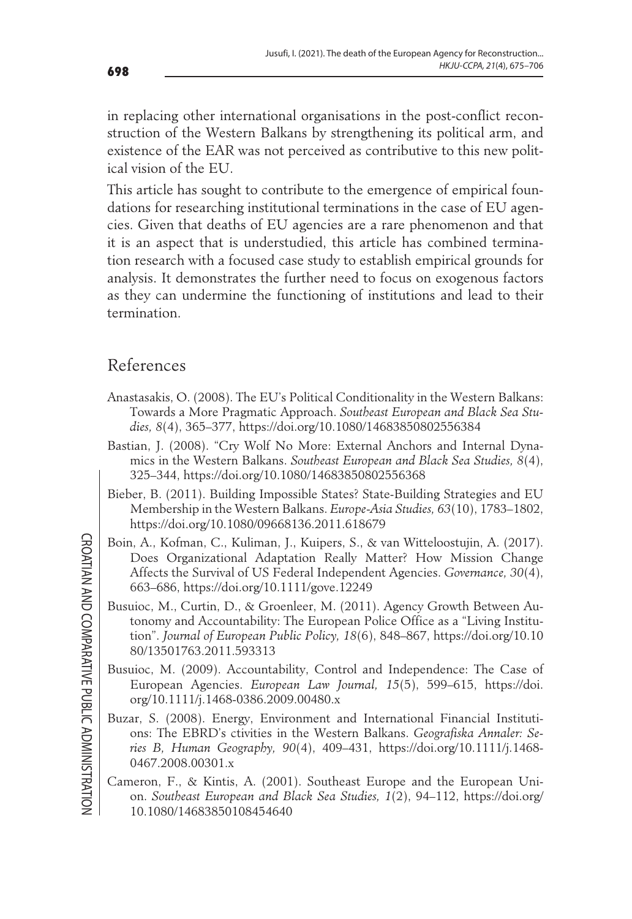in replacing other international organisations in the post-conflict reconstruction of the Western Balkans by strengthening its political arm, and existence of the EAR was not perceived as contributive to this new political vision of the EU.

This article has sought to contribute to the emergence of empirical foundations for researching institutional terminations in the case of EU agencies. Given that deaths of EU agencies are a rare phenomenon and that it is an aspect that is understudied, this article has combined termination research with a focused case study to establish empirical grounds for analysis. It demonstrates the further need to focus on exogenous factors as they can undermine the functioning of institutions and lead to their termination.

## References

Anastasakis, O. (2008). The EU's Political Conditionality in the Western Balkans: Towards a More Pragmatic Approach. *Southeast European and Black Sea Studies, 8*(4), 365–377, https://doi.org/10.1080/14683850802556384

Bastian, J. (2008). "Cry Wolf No More: External Anchors and Internal Dynamics in the Western Balkans. *Southeast European and Black Sea Studies, 8*(4), 325–344, https://doi.org/10.1080/14683850802556368

Bieber, B. (2011). Building Impossible States? State-Building Strategies and EU Membership in the Western Balkans. *Europe-Asia Studies, 63*(10), 1783–1802, https://doi.org/10.1080/09668136.2011.618679

Boin, A., Kofman, C., Kuliman, J., Kuipers, S., & van Witteloostujin, A. (2017). Does Organizational Adaptation Really Matter? How Mission Change Affects the Survival of US Federal Independent Agencies. *Governance, 30*(4), 663–686, https://doi.org/10.1111/gove.12249

Busuioc, M., Curtin, D., & Groenleer, M. (2011). Agency Growth Between Autonomy and Accountability: The European Police Office as a "Living Institution". *Journal of European Public Policy, 18*(6), 848–867, https://doi.org/10.1080/13501763.2011.593313

Busuioc, M. (2009). Accountability, Control and Independence: The Case of European Agencies. *European Law Journal, 15*(5), 599–615, https://doi.org/10.1111/j.1468-0386.2009.00480.x

Buzar, S. (2008). Energy, Environment and International Financial Institutions: The EBRD's ctivities in the Western Balkans. *Geografiska Annaler: Series B, Human Geography, 90*(4), 409–431, https://doi.org/10.1111/j.1468-0467.2008.00301.x

Cameron, F., & Kintis, A. (2001). Southeast Europe and the European Union. *Southeast European and Black Sea Studies, 1*(2), 94–112, https://doi.org/10.1080/14683850108454640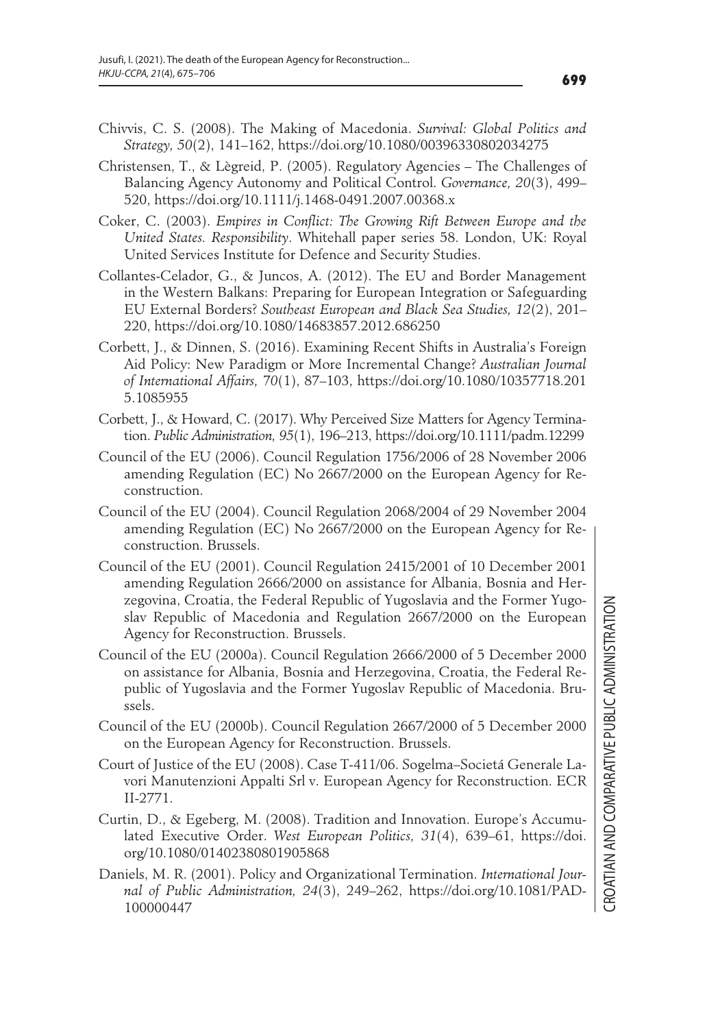Chivvis, C. S. (2008). The Making of Macedonia. *Survival: Global Politics and Strategy, 50*(2), 141–162, https://doi.org/10.1080/00396330802034275

Christensen, T., & Lègreid, P. (2005). Regulatory Agencies – The Challenges of Balancing Agency Autonomy and Political Control. *Governance, 20*(3), 499–520, https://doi.org/10.1111/j.1468-0491.2007.00368.x

Coker, C. (2003). *Empires in Conflict: The Growing Rift Between Europe and the United States. Responsibility*. Whitehall paper series 58. London, UK: Royal United Services Institute for Defence and Security Studies.

Collantes-Celador, G., & Juncos, A. (2012). The EU and Border Management in the Western Balkans: Preparing for European Integration or Safeguarding EU External Borders? *Southeast European and Black Sea Studies, 12*(2), 201–220, https://doi.org/10.1080/14683857.2012.686250

Corbett, J., & Dinnen, S. (2016). Examining Recent Shifts in Australia's Foreign Aid Policy: New Paradigm or More Incremental Change? *Australian Journal of International Affairs, 70*(1), 87–103, https://doi.org/10.1080/10357718.2015.1085955

Corbett, J., & Howard, C. (2017). Why Perceived Size Matters for Agency Termination. *Public Administration, 95*(1), 196–213, https://doi.org/10.1111/padm.12299

Council of the EU (2006). Council Regulation 1756/2006 of 28 November 2006 amending Regulation (EC) No 2667/2000 on the European Agency for Reconstruction.

Council of the EU (2004). Council Regulation 2068/2004 of 29 November 2004 amending Regulation (EC) No 2667/2000 on the European Agency for Reconstruction. Brussels.

Council of the EU (2001). Council Regulation 2415/2001 of 10 December 2001 amending Regulation 2666/2000 on assistance for Albania, Bosnia and Herzegovina, Croatia, the Federal Republic of Yugoslavia and the Former Yugoslav Republic of Macedonia and Regulation 2667/2000 on the European Agency for Reconstruction. Brussels.

Council of the EU (2000a). Council Regulation 2666/2000 of 5 December 2000 on assistance for Albania, Bosnia and Herzegovina, Croatia, the Federal Republic of Yugoslavia and the Former Yugoslav Republic of Macedonia. Brussels.

Council of the EU (2000b). Council Regulation 2667/2000 of 5 December 2000 on the European Agency for Reconstruction. Brussels.

Court of Justice of the EU (2008). Case T-411/06. Sogelma–Societá Generale Lavori Manutenzioni Appalti Srl v. European Agency for Reconstruction. ECR II-2771.

Curtin, D., & Egeberg, M. (2008). Tradition and Innovation. Europe's Accumulated Executive Order. *West European Politics, 31*(4), 639–61, https://doi.org/10.1080/01402380801905868

Daniels, M. R. (2001). Policy and Organizational Termination. *International Journal of Public Administration, 24*(3), 249–262, https://doi.org/10.1081/PAD-100000447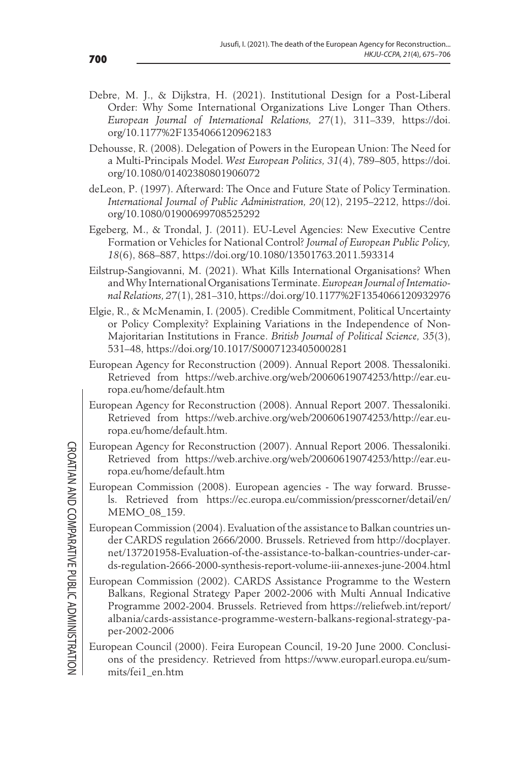Debre, M. J., & Dijkstra, H. (2021). Institutional Design for a Post-Liberal Order: Why Some International Organizations Live Longer Than Others. *European Journal of International Relations, 27*(1), 311–339, https://doi.org/10.1177%2F1354066120962183

Dehousse, R. (2008). Delegation of Powers in the European Union: The Need for a Multi-Principals Model. *West European Politics, 31*(4), 789–805, https://doi.org/10.1080/01402380801906072

deLeon, P. (1997). Afterward: The Once and Future State of Policy Termination. *International Journal of Public Administration, 20*(12), 2195–2212, https://doi.org/10.1080/01900699708525292

Egeberg, M., & Trondal, J. (2011). EU-Level Agencies: New Executive Centre Formation or Vehicles for National Control? *Journal of European Public Policy, 18*(6), 868–887, https://doi.org/10.1080/13501763.2011.593314

Eilstrup-Sangiovanni, M. (2021). What Kills International Organisations? When and Why International Organisations Terminate. *European Journal of International Relations, 27*(1), 281–310, https://doi.org/10.1177%2F1354066120932976

Elgie, R., & McMenamin, I. (2005). Credible Commitment, Political Uncertainty or Policy Complexity? Explaining Variations in the Independence of Non-Majoritarian Institutions in France. *British Journal of Political Science, 35*(3), 531–48, https://doi.org/10.1017/S0007123405000281

European Agency for Reconstruction (2009). Annual Report 2008. Thessaloniki. Retrieved from https://web.archive.org/web/20060619074253/http://ear.europa.eu/home/default.htm

European Agency for Reconstruction (2008). Annual Report 2007. Thessaloniki. Retrieved from https://web.archive.org/web/20060619074253/http://ear.europa.eu/home/default.htm.

European Agency for Reconstruction (2007). Annual Report 2006. Thessaloniki. Retrieved from https://web.archive.org/web/20060619074253/http://ear.europa.eu/home/default.htm

European Commission (2008). European agencies - The way forward. Brussels. Retrieved from https://ec.europa.eu/commission/presscorner/detail/en/MEMO_08_159.

European Commission (2004). Evaluation of the assistance to Balkan countries under CARDS regulation 2666/2000. Brussels. Retrieved from http://docplayer.net/137201958-Evaluation-of-the-assistance-to-balkan-countries-under-cards-regulation-2666-2000-synthesis-report-volume-iii-annexes-june-2004.html

European Commission (2002). CARDS Assistance Programme to the Western Balkans, Regional Strategy Paper 2002-2006 with Multi Annual Indicative Programme 2002-2004. Brussels. Retrieved from https://reliefweb.int/report/albania/cards-assistance-programme-western-balkans-regional-strategy-paper-2002-2006

European Council (2000). Feira European Council, 19-20 June 2000. Conclusions of the presidency. Retrieved from https://www.europarl.europa.eu/summits/fei1_en.htm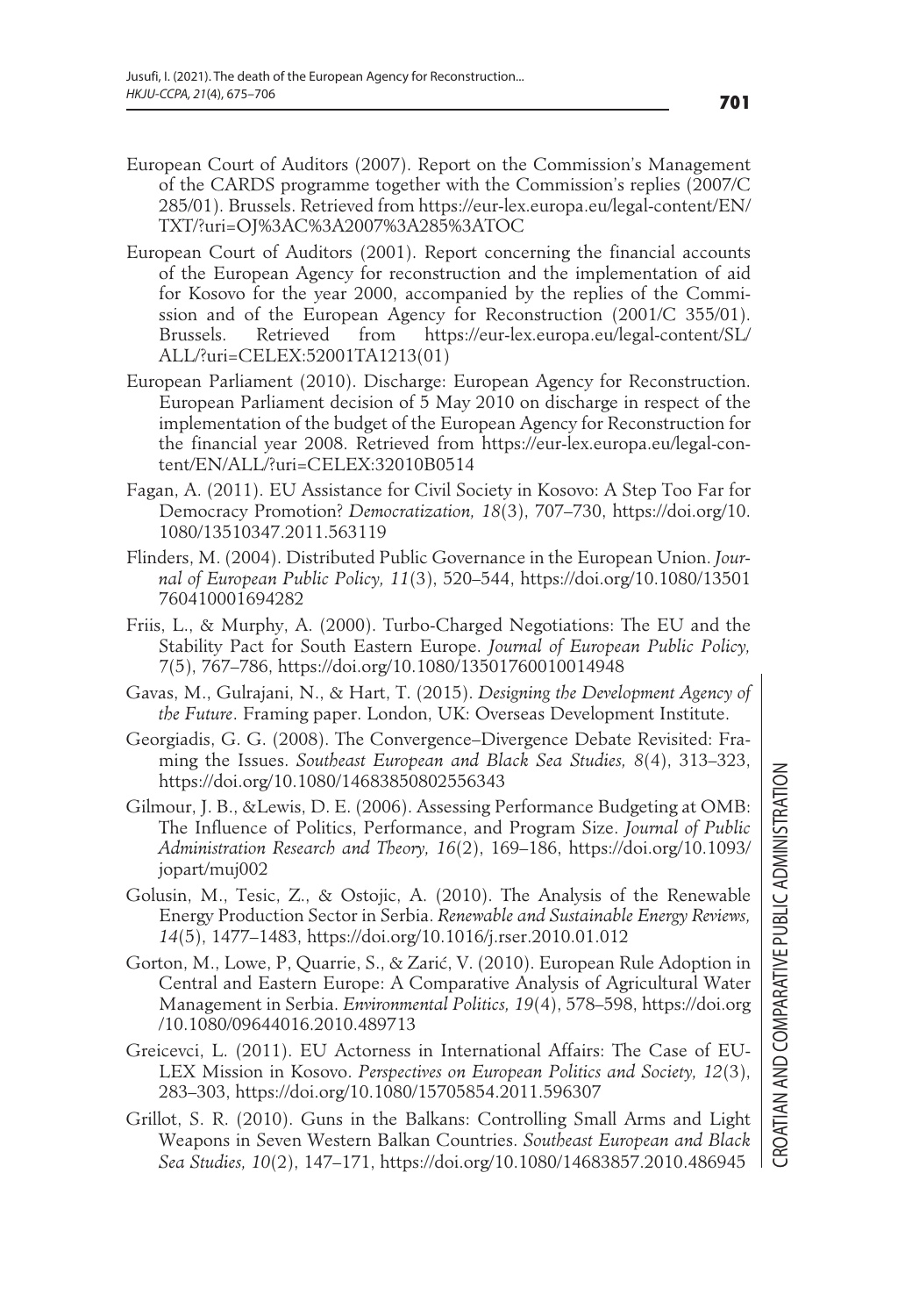European Court of Auditors (2007). Report on the Commission's Management of the CARDS programme together with the Commission's replies (2007/C 285/01). Brussels. Retrieved from https://eur-lex.europa.eu/legal-content/EN/TXT/?uri=OJ%3AC%3A2007%3A285%3ATOC

European Court of Auditors (2001). Report concerning the financial accounts of the European Agency for reconstruction and the implementation of aid for Kosovo for the year 2000, accompanied by the replies of the Commission and of the European Agency for Reconstruction (2001/C 355/01). Brussels. Retrieved from https://eur-lex.europa.eu/legal-content/SL/ALL/?uri=CELEX:52001TA1213(01)

European Parliament (2010). Discharge: European Agency for Reconstruction. European Parliament decision of 5 May 2010 on discharge in respect of the implementation of the budget of the European Agency for Reconstruction for the financial year 2008. Retrieved from https://eur-lex.europa.eu/legal-content/EN/ALL/?uri=CELEX:32010B0514

Fagan, A. (2011). EU Assistance for Civil Society in Kosovo: A Step Too Far for Democracy Promotion? *Democratization, 18*(3), 707–730, https://doi.org/10.1080/13510347.2011.563119

Flinders, M. (2004). Distributed Public Governance in the European Union. *Journal of European Public Policy, 11*(3), 520–544, https://doi.org/10.1080/13501760410001694282

Friis, L., & Murphy, A. (2000). Turbo-Charged Negotiations: The EU and the Stability Pact for South Eastern Europe. *Journal of European Public Policy,* 7(5), 767–786, https://doi.org/10.1080/13501760010014948

Gavas, M., Gulrajani, N., & Hart, T. (2015). *Designing the Development Agency of the Future*. Framing paper. London, UK: Overseas Development Institute.

Georgiadis, G. G. (2008). The Convergence–Divergence Debate Revisited: Framing the Issues. *Southeast European and Black Sea Studies, 8*(4), 313–323, https://doi.org/10.1080/14683850802556343

Gilmour, J. B., &Lewis, D. E. (2006). Assessing Performance Budgeting at OMB: The Influence of Politics, Performance, and Program Size. *Journal of Public Administration Research and Theory, 16*(2), 169–186, https://doi.org/10.1093/jopart/muj002

Golusin, M., Tesic, Z., & Ostojic, A. (2010). The Analysis of the Renewable Energy Production Sector in Serbia. *Renewable and Sustainable Energy Reviews, 14*(5), 1477–1483, https://doi.org/10.1016/j.rser.2010.01.012

Gorton, M., Lowe, P, Quarrie, S., & Zarić, V. (2010). European Rule Adoption in Central and Eastern Europe: A Comparative Analysis of Agricultural Water Management in Serbia. *Environmental Politics, 19*(4), 578–598, https://doi.org/10.1080/09644016.2010.489713

Greicevci, L. (2011). EU Actorness in International Affairs: The Case of EULEX Mission in Kosovo. *Perspectives on European Politics and Society, 12*(3), 283–303, https://doi.org/10.1080/15705854.2011.596307

Grillot, S. R. (2010). Guns in the Balkans: Controlling Small Arms and Light Weapons in Seven Western Balkan Countries. *Southeast European and Black Sea Studies, 10*(2), 147–171, https://doi.org/10.1080/14683857.2010.486945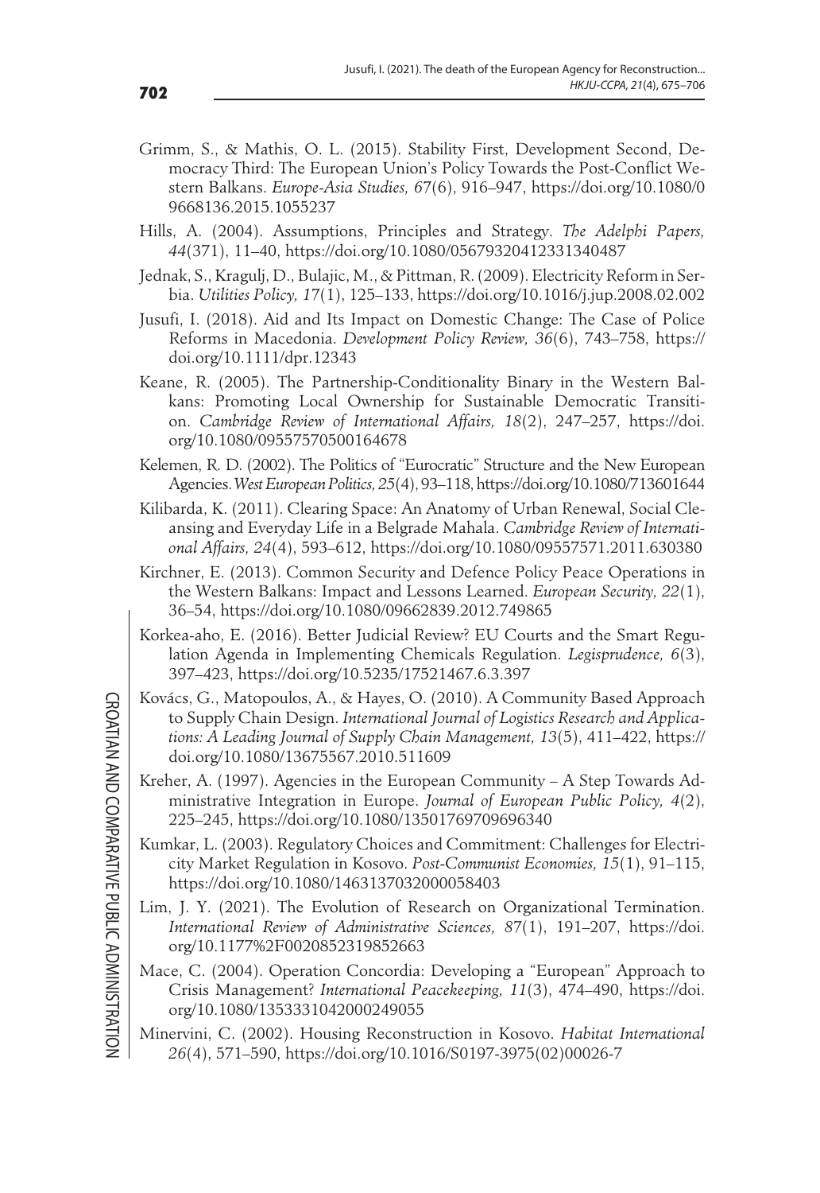Grimm, S., & Mathis, O. L. (2015). Stability First, Development Second, Democracy Third: The European Union's Policy Towards the Post-Conflict Western Balkans. *Europe-Asia Studies, 67*(6), 916–947, https://doi.org/10.1080/09668136.2015.1055237

Hills, A. (2004). Assumptions, Principles and Strategy. *The Adelphi Papers, 44*(371), 11–40, https://doi.org/10.1080/05679320412331340487

Jednak, S., Kragulj, D., Bulajic, M., & Pittman, R. (2009). Electricity Reform in Serbia. *Utilities Policy, 17*(1), 125–133, https://doi.org/10.1016/j.jup.2008.02.002

Jusufi, I. (2018). Aid and Its Impact on Domestic Change: The Case of Police Reforms in Macedonia. *Development Policy Review, 36*(6), 743–758, https://doi.org/10.1111/dpr.12343

Keane, R. (2005). The Partnership-Conditionality Binary in the Western Balkans: Promoting Local Ownership for Sustainable Democratic Transition. *Cambridge Review of International Affairs, 18*(2), 247–257, https://doi.org/10.1080/09557570500164678

Kelemen, R. D. (2002). The Politics of "Eurocratic" Structure and the New European Agencies. *West European Politics, 25*(4), 93–118, https://doi.org/10.1080/713601644

Kilibarda, K. (2011). Clearing Space: An Anatomy of Urban Renewal, Social Cleansing and Everyday Life in a Belgrade Mahala. *Cambridge Review of International Affairs, 24*(4), 593–612, https://doi.org/10.1080/09557571.2011.630380

Kirchner, E. (2013). Common Security and Defence Policy Peace Operations in the Western Balkans: Impact and Lessons Learned. *European Security, 22*(1), 36–54, https://doi.org/10.1080/09662839.2012.749865

Korkea-aho, E. (2016). Better Judicial Review? EU Courts and the Smart Regulation Agenda in Implementing Chemicals Regulation. *Legisprudence, 6*(3), 397–423, https://doi.org/10.5235/17521467.6.3.397

Kovács, G., Matopoulos, A., & Hayes, O. (2010). A Community Based Approach to Supply Chain Design. *International Journal of Logistics Research and Applications: A Leading Journal of Supply Chain Management, 13*(5), 411–422, https://doi.org/10.1080/13675567.2010.511609

Kreher, A. (1997). Agencies in the European Community – A Step Towards Administrative Integration in Europe. *Journal of European Public Policy, 4*(2), 225–245, https://doi.org/10.1080/13501769709696340

Kumkar, L. (2003). Regulatory Choices and Commitment: Challenges for Electricity Market Regulation in Kosovo. *Post-Communist Economies, 15*(1), 91–115, https://doi.org/10.1080/1463137032000058403

Lim, J. Y. (2021). The Evolution of Research on Organizational Termination. *International Review of Administrative Sciences, 87*(1), 191–207, https://doi.org/10.1177%2F0020852319852663

Mace, C. (2004). Operation Concordia: Developing a "European" Approach to Crisis Management? *International Peacekeeping, 11*(3), 474–490, https://doi.org/10.1080/1353331042000249055

Minervini, C. (2002). Housing Reconstruction in Kosovo. *Habitat International 26*(4), 571–590, https://doi.org/10.1016/S0197-3975(02)00026-7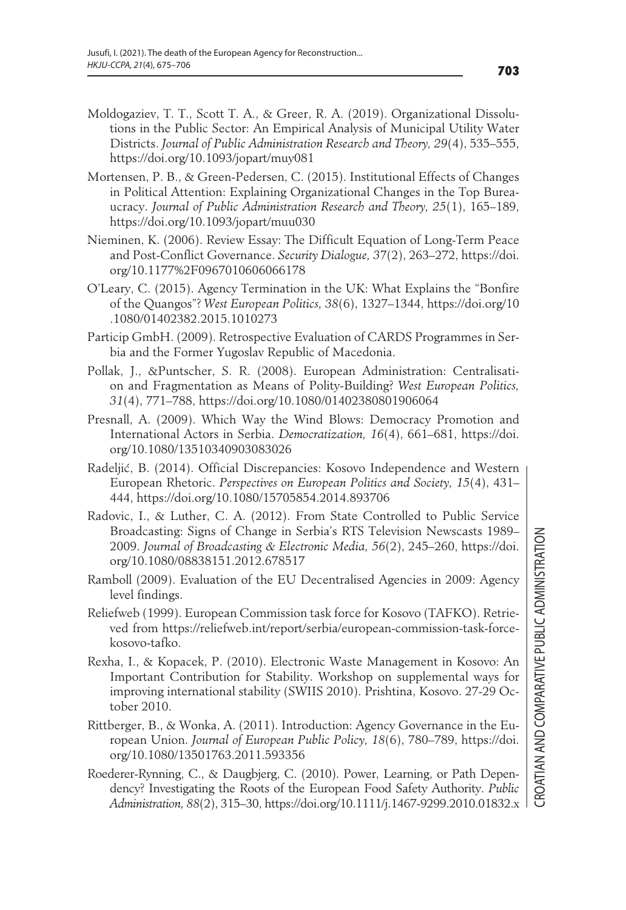Moldogaziev, T. T., Scott T. A., & Greer, R. A. (2019). Organizational Dissolutions in the Public Sector: An Empirical Analysis of Municipal Utility Water Districts. *Journal of Public Administration Research and Theory, 29*(4), 535–555, https://doi.org/10.1093/jopart/muy081

Mortensen, P. B., & Green-Pedersen, C. (2015). Institutional Effects of Changes in Political Attention: Explaining Organizational Changes in the Top Bureaucracy. *Journal of Public Administration Research and Theory, 25*(1), 165–189, https://doi.org/10.1093/jopart/muu030

Nieminen, K. (2006). Review Essay: The Difficult Equation of Long-Term Peace and Post-Conflict Governance. *Security Dialogue, 37*(2), 263–272, https://doi.org/10.1177%2F0967010606066178

O'Leary, C. (2015). Agency Termination in the UK: What Explains the "Bonfire of the Quangos"? *West European Politics, 38*(6), 1327–1344, https://doi.org/10.1080/01402382.2015.1010273

Particip GmbH. (2009). Retrospective Evaluation of CARDS Programmes in Serbia and the Former Yugoslav Republic of Macedonia.

Pollak, J., &Puntscher, S. R. (2008). European Administration: Centralisation and Fragmentation as Means of Polity-Building? *West European Politics, 31*(4), 771–788, https://doi.org/10.1080/01402380801906064

Presnall, A. (2009). Which Way the Wind Blows: Democracy Promotion and International Actors in Serbia. *Democratization, 16*(4), 661–681, https://doi.org/10.1080/13510340903083026

Radeljić, B. (2014). Official Discrepancies: Kosovo Independence and Western European Rhetoric. *Perspectives on European Politics and Society, 15*(4), 431–444, https://doi.org/10.1080/15705854.2014.893706

Radovic, I., & Luther, C. A. (2012). From State Controlled to Public Service Broadcasting: Signs of Change in Serbia's RTS Television Newscasts 1989–2009. *Journal of Broadcasting & Electronic Media, 56*(2), 245–260, https://doi.org/10.1080/08838151.2012.678517

Ramboll (2009). Evaluation of the EU Decentralised Agencies in 2009: Agency level findings.

Reliefweb (1999). European Commission task force for Kosovo (TAFKO). Retrieved from https://reliefweb.int/report/serbia/european-commission-task-force-kosovo-tafko.

Rexha, I., & Kopacek, P. (2010). Electronic Waste Management in Kosovo: An Important Contribution for Stability. Workshop on supplemental ways for improving international stability (SWIIS 2010). Prishtina, Kosovo. 27-29 October 2010.

Rittberger, B., & Wonka, A. (2011). Introduction: Agency Governance in the European Union. *Journal of European Public Policy, 18*(6), 780–789, https://doi.org/10.1080/13501763.2011.593356

Roederer-Rynning, C., & Daugbjerg, C. (2010). Power, Learning, or Path Dependency? Investigating the Roots of the European Food Safety Authority. *Public Administration, 88*(2), 315–30, https://doi.org/10.1111/j.1467-9299.2010.01832.x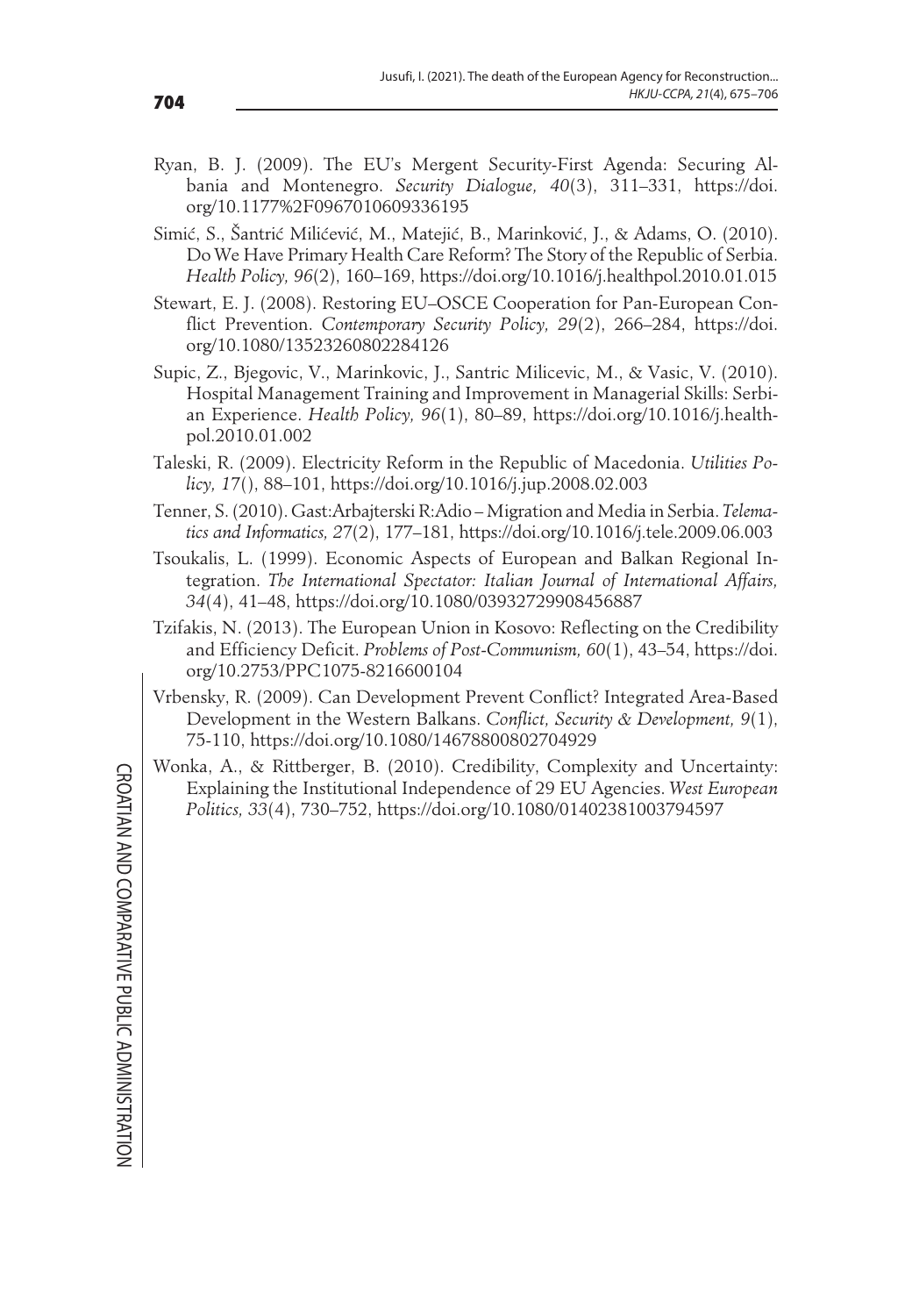Ryan, B. J. (2009). The EU's Mergent Security-First Agenda: Securing Albania and Montenegro. *Security Dialogue, 40*(3), 311–331, https://doi.org/10.1177%2F0967010609336195

Simić, S., Šantrić Milićević, M., Matejić, B., Marinković, J., & Adams, O. (2010). Do We Have Primary Health Care Reform? The Story of the Republic of Serbia. *Health Policy, 96*(2), 160–169, https://doi.org/10.1016/j.healthpol.2010.01.015

Stewart, E. J. (2008). Restoring EU–OSCE Cooperation for Pan-European Conflict Prevention. *Contemporary Security Policy, 29*(2), 266–284, https://doi.org/10.1080/13523260802284126

Supic, Z., Bjegovic, V., Marinkovic, J., Santric Milicevic, M., & Vasic, V. (2010). Hospital Management Training and Improvement in Managerial Skills: Serbian Experience. *Health Policy, 96*(1), 80–89, https://doi.org/10.1016/j.healthpol.2010.01.002

Taleski, R. (2009). Electricity Reform in the Republic of Macedonia. *Utilities Policy, 17*(), 88–101, https://doi.org/10.1016/j.jup.2008.02.003

Tenner, S. (2010). Gast:Arbajterski R:Adio – Migration and Media in Serbia. *Telematics and Informatics, 27*(2), 177–181, https://doi.org/10.1016/j.tele.2009.06.003

Tsoukalis, L. (1999). Economic Aspects of European and Balkan Regional Integration. *The International Spectator: Italian Journal of International Affairs, 34*(4), 41–48, https://doi.org/10.1080/03932729908456887

Tzifakis, N. (2013). The European Union in Kosovo: Reflecting on the Credibility and Efficiency Deficit. *Problems of Post-Communism, 60*(1), 43–54, https://doi.org/10.2753/PPC1075-8216600104

Vrbensky, R. (2009). Can Development Prevent Conflict? Integrated Area-Based Development in the Western Balkans. *Conflict, Security & Development, 9*(1), 75-110, https://doi.org/10.1080/14678800802704929

Wonka, A., & Rittberger, B. (2010). Credibility, Complexity and Uncertainty: Explaining the Institutional Independence of 29 EU Agencies. *West European Politics, 33*(4), 730–752, https://doi.org/10.1080/01402381003794597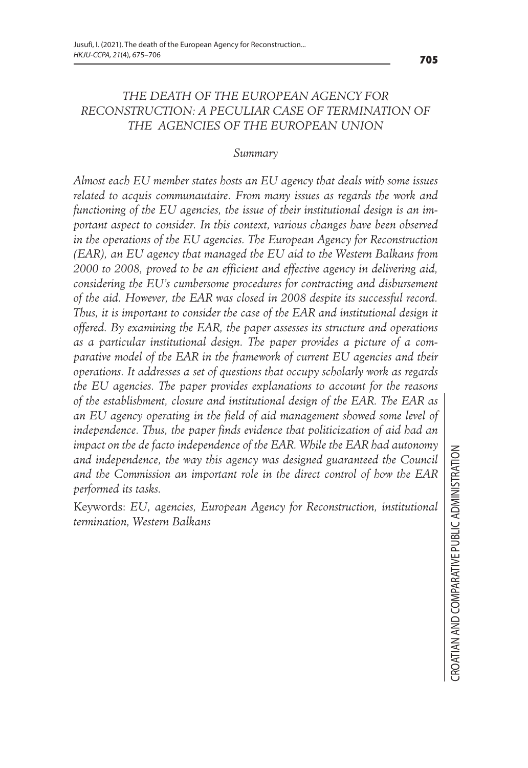*THE DEATH OF THE EUROPEAN AGENCY FOR RECONSTRUCTION: A PECULIAR CASE OF TERMINATION OF THE AGENCIES OF THE EUROPEAN UNION*

*Summary*

*Almost each EU member states hosts an EU agency that deals with some issues related to acquis communautaire. From many issues as regards the work and functioning of the EU agencies, the issue of their institutional design is an important aspect to consider. In this context, various changes have been observed in the operations of the EU agencies. The European Agency for Reconstruction (EAR), an EU agency that managed the EU aid to the Western Balkans from 2000 to 2008, proved to be an efficient and effective agency in delivering aid, considering the EU's cumbersome procedures for contracting and disbursement of the aid. However, the EAR was closed in 2008 despite its successful record. Thus, it is important to consider the case of the EAR and institutional design it offered. By examining the EAR, the paper assesses its structure and operations as a particular institutional design. The paper provides a picture of a comparative model of the EAR in the framework of current EU agencies and their operations. It addresses a set of questions that occupy scholarly work as regards the EU agencies. The paper provides explanations to account for the reasons of the establishment, closure and institutional design of the EAR. The EAR as an EU agency operating in the field of aid management showed some level of independence. Thus, the paper finds evidence that politicization of aid had an impact on the de facto independence of the EAR. While the EAR had autonomy and independence, the way this agency was designed guaranteed the Council and the Commission an important role in the direct control of how the EAR performed its tasks.*

Keywords: *EU, agencies, European Agency for Reconstruction, institutional termination, Western Balkans*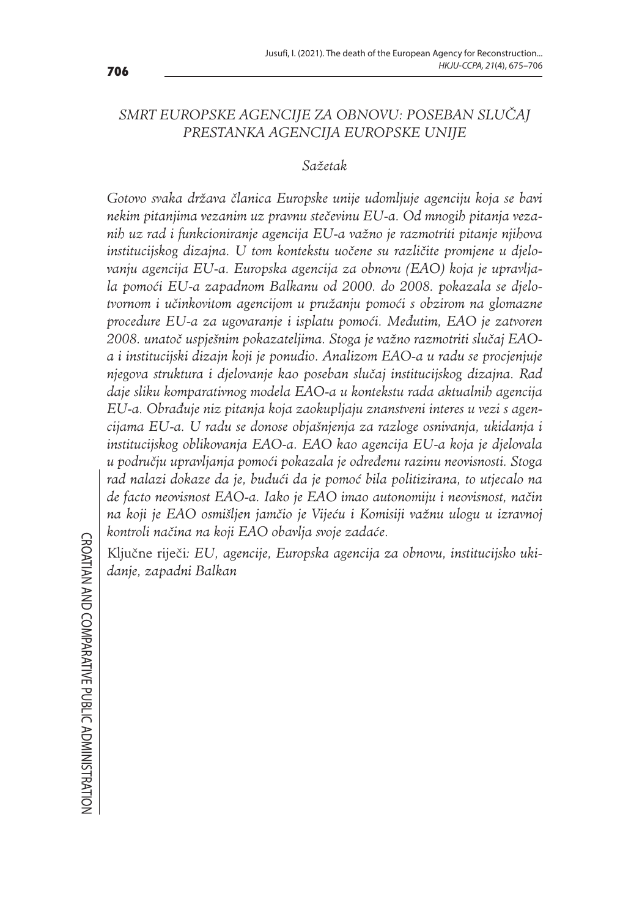## *SMRT EUROPSKE AGENCIJE ZA OBNOVU: POSEBAN SLUČAJ PRESTANKA AGENCIJA EUROPSKE UNIJE*

### *Sažetak*

*Gotovo svaka država članica Europske unije udomljuje agenciju koja se bavi nekim pitanjima vezanim uz pravnu stečevinu EU-a. Od mnogih pitanja vezanih uz rad i funkcioniranje agencija EU-a važno je razmotriti pitanje njihova institucijskog dizajna. U tom kontekstu uočene su različite promjene u djelovanju agencija EU-a. Europska agencija za obnovu (EAO) koja je upravljala pomoći EU-a zapadnom Balkanu od 2000. do 2008. pokazala se djelotvornom i učinkovitom agencijom u pružanju pomoći s obzirom na glomazne procedure EU-a za ugovaranje i isplatu pomoći. Međutim, EAO je zatvoren 2008. unatoč uspješnim pokazateljima. Stoga je važno razmotriti slučaj EAO-a i institucijski dizajn koji je ponudio. Analizom EAO-a u radu se procjenjuje njegova struktura i djelovanje kao poseban slučaj institucijskog dizajna. Rad daje sliku komparativnog modela EAO-a u kontekstu rada aktualnih agencija EU-a. Obrađuje niz pitanja koja zaokupljaju znanstveni interes u vezi s agencijama EU-a. U radu se donose objašnjenja za razloge osnivanja, ukidanja i institucijskog oblikovanja EAO-a. EAO kao agencija EU-a koja je djelovala u području upravljanja pomoći pokazala je određenu razinu neovisnosti. Stoga rad nalazi dokaze da je, budući da je pomoć bila politizirana, to utjecalo na de facto neovisnost EAO-a. Iako je EAO imao autonomiju i neovisnost, način na koji je EAO osmišljen jamčio je Vijeću i Komisiji važnu ulogu u izravnoj kontroli načina na koji EAO obavlja svoje zadaće.*

Ključne riječi*: EU, agencije, Europska agencija za obnovu, institucijsko ukidanje, zapadni Balkan*